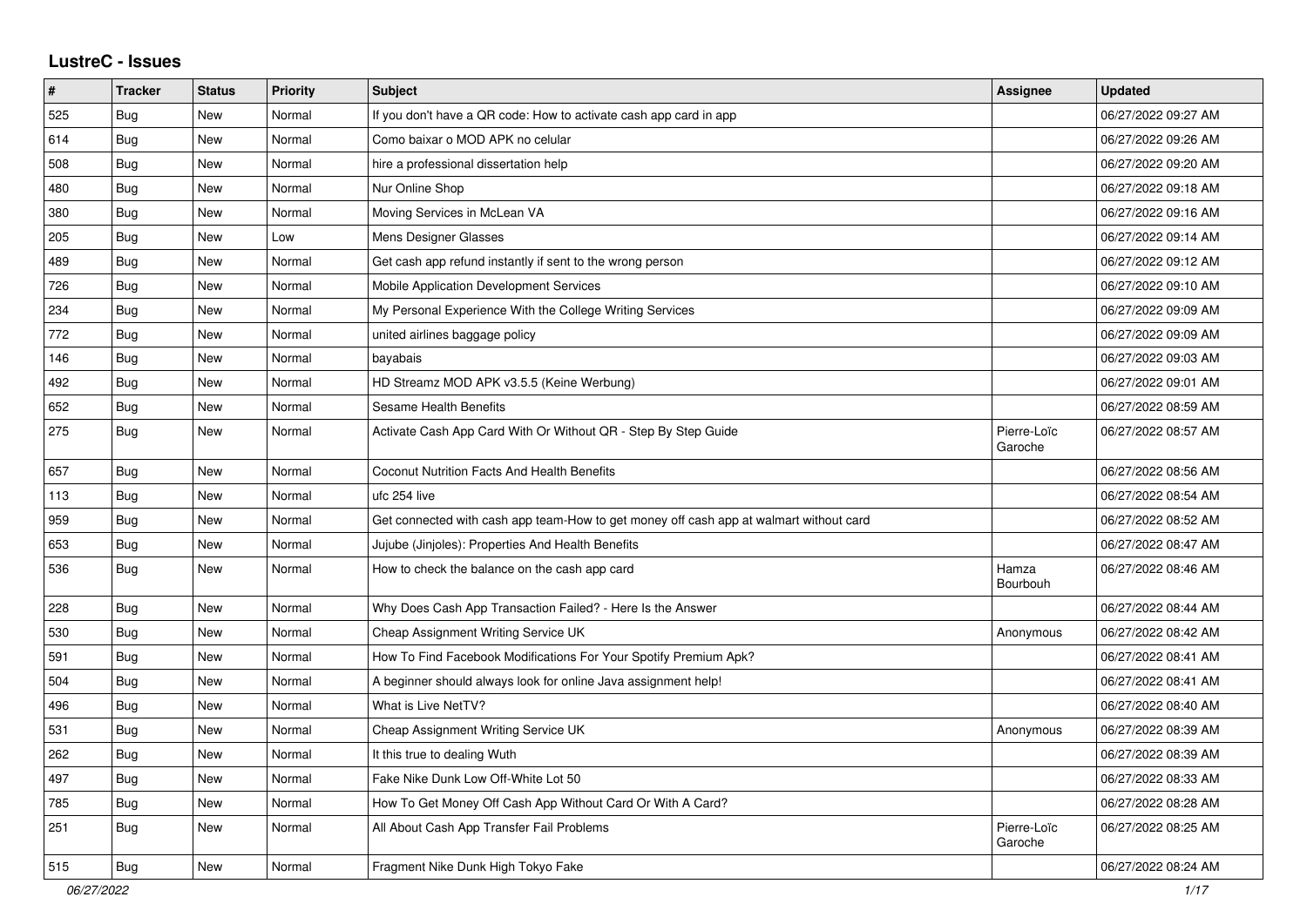## LustreC - Issues

| # | Tracker | Status | Priority | Subject | Assignee | Updated |
|---|---|---|---|---|---|---|
| 525 | Bug | New | Normal | If you don't have a QR code: How to activate cash app card in app | | 06/27/2022 09:27 AM |
| 614 | Bug | New | Normal | Como baixar o MOD APK no celular | | 06/27/2022 09:26 AM |
| 508 | Bug | New | Normal | hire a professional dissertation help | | 06/27/2022 09:20 AM |
| 480 | Bug | New | Normal | Nur Online Shop | | 06/27/2022 09:18 AM |
| 380 | Bug | New | Normal | Moving Services in McLean VA | | 06/27/2022 09:16 AM |
| 205 | Bug | New | Low | Mens Designer Glasses | | 06/27/2022 09:14 AM |
| 489 | Bug | New | Normal | Get cash app refund instantly if sent to the wrong person | | 06/27/2022 09:12 AM |
| 726 | Bug | New | Normal | Mobile Application Development Services | | 06/27/2022 09:10 AM |
| 234 | Bug | New | Normal | My Personal Experience With the College Writing Services | | 06/27/2022 09:09 AM |
| 772 | Bug | New | Normal | united airlines baggage policy | | 06/27/2022 09:09 AM |
| 146 | Bug | New | Normal | bayabais | | 06/27/2022 09:03 AM |
| 492 | Bug | New | Normal | HD Streamz MOD APK v3.5.5 (Keine Werbung) | | 06/27/2022 09:01 AM |
| 652 | Bug | New | Normal | Sesame Health Benefits | | 06/27/2022 08:59 AM |
| 275 | Bug | New | Normal | Activate Cash App Card With Or Without QR - Step By Step Guide | Pierre-Loïc Garoche | 06/27/2022 08:57 AM |
| 657 | Bug | New | Normal | Coconut Nutrition Facts And Health Benefits | | 06/27/2022 08:56 AM |
| 113 | Bug | New | Normal | ufc 254 live | | 06/27/2022 08:54 AM |
| 959 | Bug | New | Normal | Get connected with cash app team-How to get money off cash app at walmart without card | | 06/27/2022 08:52 AM |
| 653 | Bug | New | Normal | Jujube (Jinjoles): Properties And Health Benefits | | 06/27/2022 08:47 AM |
| 536 | Bug | New | Normal | How to check the balance on the cash app card | Hamza Bourbouh | 06/27/2022 08:46 AM |
| 228 | Bug | New | Normal | Why Does Cash App Transaction Failed? - Here Is the Answer | | 06/27/2022 08:44 AM |
| 530 | Bug | New | Normal | Cheap Assignment Writing Service UK | Anonymous | 06/27/2022 08:42 AM |
| 591 | Bug | New | Normal | How To Find Facebook Modifications For Your Spotify Premium Apk? | | 06/27/2022 08:41 AM |
| 504 | Bug | New | Normal | A beginner should always look for online Java assignment help! | | 06/27/2022 08:41 AM |
| 496 | Bug | New | Normal | What is Live NetTV? | | 06/27/2022 08:40 AM |
| 531 | Bug | New | Normal | Cheap Assignment Writing Service UK | Anonymous | 06/27/2022 08:39 AM |
| 262 | Bug | New | Normal | It this true to dealing Wuth | | 06/27/2022 08:39 AM |
| 497 | Bug | New | Normal | Fake Nike Dunk Low Off-White Lot 50 | | 06/27/2022 08:33 AM |
| 785 | Bug | New | Normal | How To Get Money Off Cash App Without Card Or With A Card? | | 06/27/2022 08:28 AM |
| 251 | Bug | New | Normal | All About Cash App Transfer Fail Problems | Pierre-Loïc Garoche | 06/27/2022 08:25 AM |
| 515 | Bug | New | Normal | Fragment Nike Dunk High Tokyo Fake | | 06/27/2022 08:24 AM |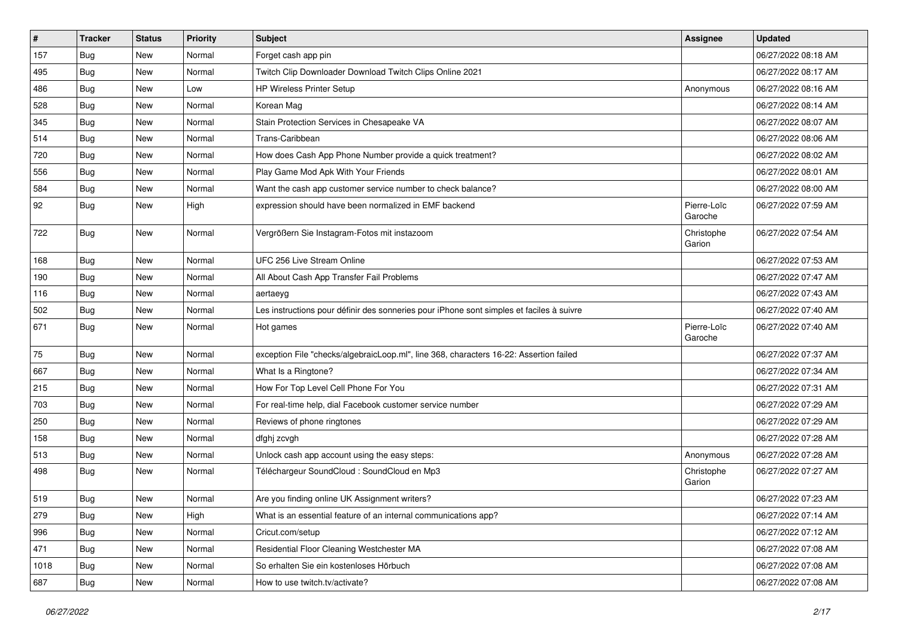| # | Tracker | Status | Priority | Subject | Assignee | Updated |
|---|---|---|---|---|---|---|
| 157 | Bug | New | Normal | Forget cash app pin | | 06/27/2022 08:18 AM |
| 495 | Bug | New | Normal | Twitch Clip Downloader Download Twitch Clips Online 2021 | | 06/27/2022 08:17 AM |
| 486 | Bug | New | Low | HP Wireless Printer Setup | Anonymous | 06/27/2022 08:16 AM |
| 528 | Bug | New | Normal | Korean Mag | | 06/27/2022 08:14 AM |
| 345 | Bug | New | Normal | Stain Protection Services in Chesapeake VA | | 06/27/2022 08:07 AM |
| 514 | Bug | New | Normal | Trans-Caribbean | | 06/27/2022 08:06 AM |
| 720 | Bug | New | Normal | How does Cash App Phone Number provide a quick treatment? | | 06/27/2022 08:02 AM |
| 556 | Bug | New | Normal | Play Game Mod Apk With Your Friends | | 06/27/2022 08:01 AM |
| 584 | Bug | New | Normal | Want the cash app customer service number to check balance? | | 06/27/2022 08:00 AM |
| 92 | Bug | New | High | expression should have been normalized in EMF backend | Pierre-Loïc Garoche | 06/27/2022 07:59 AM |
| 722 | Bug | New | Normal | Vergrößern Sie Instagram-Fotos mit instazoom | Christophe Garion | 06/27/2022 07:54 AM |
| 168 | Bug | New | Normal | UFC 256 Live Stream Online | | 06/27/2022 07:53 AM |
| 190 | Bug | New | Normal | All About Cash App Transfer Fail Problems | | 06/27/2022 07:47 AM |
| 116 | Bug | New | Normal | aertaeyg | | 06/27/2022 07:43 AM |
| 502 | Bug | New | Normal | Les instructions pour définir des sonneries pour iPhone sont simples et faciles à suivre | | 06/27/2022 07:40 AM |
| 671 | Bug | New | Normal | Hot games | Pierre-Loïc Garoche | 06/27/2022 07:40 AM |
| 75 | Bug | New | Normal | exception File "checks/algebraicLoop.ml", line 368, characters 16-22: Assertion failed | | 06/27/2022 07:37 AM |
| 667 | Bug | New | Normal | What Is a Ringtone? | | 06/27/2022 07:34 AM |
| 215 | Bug | New | Normal | How For Top Level Cell Phone For You | | 06/27/2022 07:31 AM |
| 703 | Bug | New | Normal | For real-time help, dial Facebook customer service number | | 06/27/2022 07:29 AM |
| 250 | Bug | New | Normal | Reviews of phone ringtones | | 06/27/2022 07:29 AM |
| 158 | Bug | New | Normal | dfghj zcvgh | | 06/27/2022 07:28 AM |
| 513 | Bug | New | Normal | Unlock cash app account using the easy steps: | Anonymous | 06/27/2022 07:28 AM |
| 498 | Bug | New | Normal | Téléchargeur SoundCloud : SoundCloud en Mp3 | Christophe Garion | 06/27/2022 07:27 AM |
| 519 | Bug | New | Normal | Are you finding online UK Assignment writers? | | 06/27/2022 07:23 AM |
| 279 | Bug | New | High | What is an essential feature of an internal communications app? | | 06/27/2022 07:14 AM |
| 996 | Bug | New | Normal | Cricut.com/setup | | 06/27/2022 07:12 AM |
| 471 | Bug | New | Normal | Residential Floor Cleaning Westchester MA | | 06/27/2022 07:08 AM |
| 1018 | Bug | New | Normal | So erhalten Sie ein kostenloses Hörbuch | | 06/27/2022 07:08 AM |
| 687 | Bug | New | Normal | How to use twitch.tv/activate? | | 06/27/2022 07:08 AM |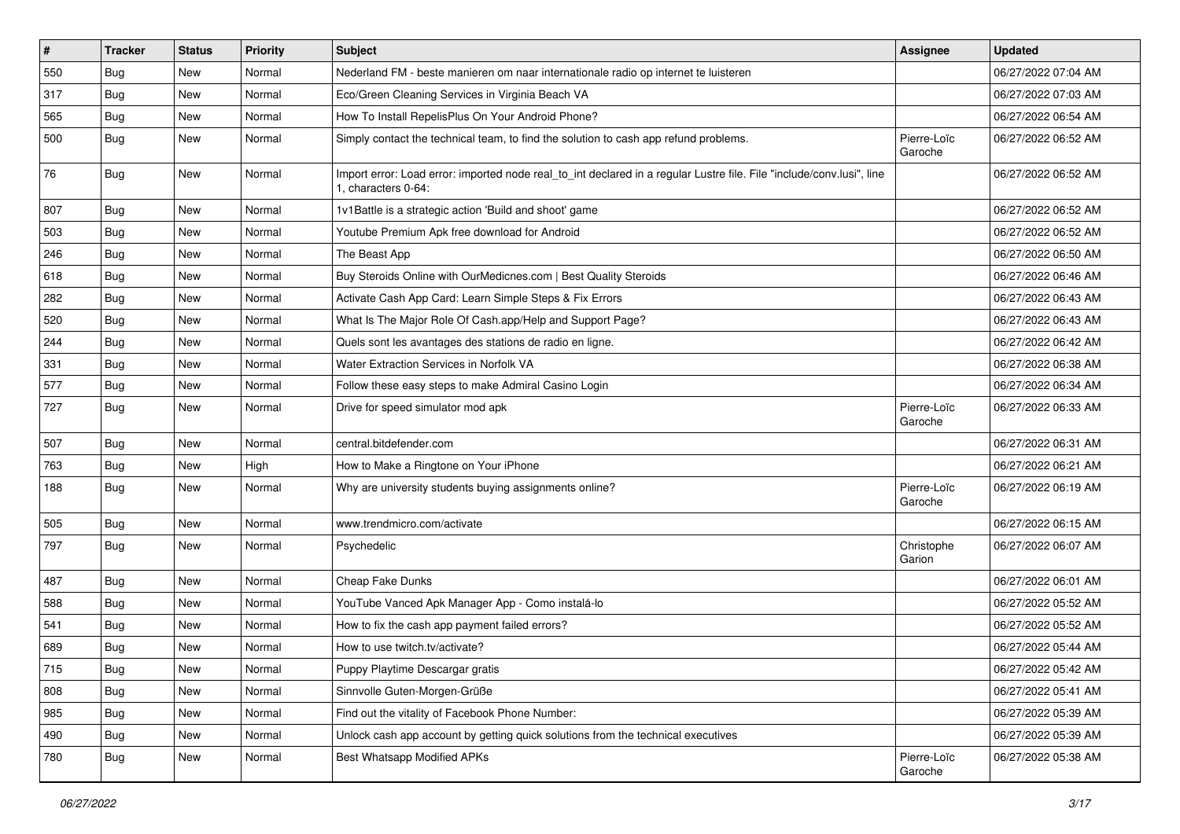| # | Tracker | Status | Priority | Subject | Assignee | Updated |
|---|---|---|---|---|---|---|
| 550 | Bug | New | Normal | Nederland FM - beste manieren om naar internationale radio op internet te luisteren | | 06/27/2022 07:04 AM |
| 317 | Bug | New | Normal | Eco/Green Cleaning Services in Virginia Beach VA | | 06/27/2022 07:03 AM |
| 565 | Bug | New | Normal | How To Install RepelisPlus On Your Android Phone? | | 06/27/2022 06:54 AM |
| 500 | Bug | New | Normal | Simply contact the technical team, to find the solution to cash app refund problems. | Pierre-Loïc Garoche | 06/27/2022 06:52 AM |
| 76 | Bug | New | Normal | Import error: Load error: imported node real_to_int declared in a regular Lustre file. File "include/conv.lusi", line 1, characters 0-64: | | 06/27/2022 06:52 AM |
| 807 | Bug | New | Normal | 1v1Battle is a strategic action 'Build and shoot' game | | 06/27/2022 06:52 AM |
| 503 | Bug | New | Normal | Youtube Premium Apk free download for Android | | 06/27/2022 06:52 AM |
| 246 | Bug | New | Normal | The Beast App | | 06/27/2022 06:50 AM |
| 618 | Bug | New | Normal | Buy Steroids Online with OurMedicnes.com \| Best Quality Steroids | | 06/27/2022 06:46 AM |
| 282 | Bug | New | Normal | Activate Cash App Card: Learn Simple Steps & Fix Errors | | 06/27/2022 06:43 AM |
| 520 | Bug | New | Normal | What Is The Major Role Of Cash.app/Help and Support Page? | | 06/27/2022 06:43 AM |
| 244 | Bug | New | Normal | Quels sont les avantages des stations de radio en ligne. | | 06/27/2022 06:42 AM |
| 331 | Bug | New | Normal | Water Extraction Services in Norfolk VA | | 06/27/2022 06:38 AM |
| 577 | Bug | New | Normal | Follow these easy steps to make Admiral Casino Login | | 06/27/2022 06:34 AM |
| 727 | Bug | New | Normal | Drive for speed simulator mod apk | Pierre-Loïc Garoche | 06/27/2022 06:33 AM |
| 507 | Bug | New | Normal | central.bitdefender.com | | 06/27/2022 06:31 AM |
| 763 | Bug | New | High | How to Make a Ringtone on Your iPhone | | 06/27/2022 06:21 AM |
| 188 | Bug | New | Normal | Why are university students buying assignments online? | Pierre-Loïc Garoche | 06/27/2022 06:19 AM |
| 505 | Bug | New | Normal | www.trendmicro.com/activate | | 06/27/2022 06:15 AM |
| 797 | Bug | New | Normal | Psychedelic | Christophe Garion | 06/27/2022 06:07 AM |
| 487 | Bug | New | Normal | Cheap Fake Dunks | | 06/27/2022 06:01 AM |
| 588 | Bug | New | Normal | YouTube Vanced Apk Manager App - Como instalá-lo | | 06/27/2022 05:52 AM |
| 541 | Bug | New | Normal | How to fix the cash app payment failed errors? | | 06/27/2022 05:52 AM |
| 689 | Bug | New | Normal | How to use twitch.tv/activate? | | 06/27/2022 05:44 AM |
| 715 | Bug | New | Normal | Puppy Playtime Descargar gratis | | 06/27/2022 05:42 AM |
| 808 | Bug | New | Normal | Sinnvolle Guten-Morgen-Grüße | | 06/27/2022 05:41 AM |
| 985 | Bug | New | Normal | Find out the vitality of Facebook Phone Number: | | 06/27/2022 05:39 AM |
| 490 | Bug | New | Normal | Unlock cash app account by getting quick solutions from the technical executives | | 06/27/2022 05:39 AM |
| 780 | Bug | New | Normal | Best Whatsapp Modified APKs | Pierre-Loïc Garoche | 06/27/2022 05:38 AM |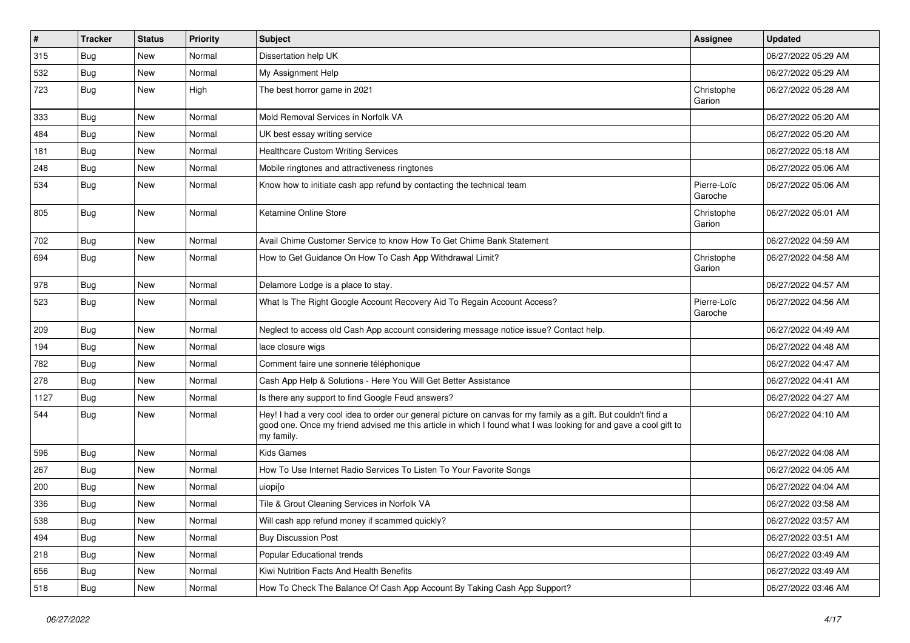| # | Tracker | Status | Priority | Subject | Assignee | Updated |
| --- | --- | --- | --- | --- | --- | --- |
| 315 | Bug | New | Normal | Dissertation help UK | | 06/27/2022 05:29 AM |
| 532 | Bug | New | Normal | My Assignment Help | | 06/27/2022 05:29 AM |
| 723 | Bug | New | High | The best horror game in 2021 | Christophe Garion | 06/27/2022 05:28 AM |
| 333 | Bug | New | Normal | Mold Removal Services in Norfolk VA | | 06/27/2022 05:20 AM |
| 484 | Bug | New | Normal | UK best essay writing service | | 06/27/2022 05:20 AM |
| 181 | Bug | New | Normal | Healthcare Custom Writing Services | | 06/27/2022 05:18 AM |
| 248 | Bug | New | Normal | Mobile ringtones and attractiveness ringtones | | 06/27/2022 05:06 AM |
| 534 | Bug | New | Normal | Know how to initiate cash app refund by contacting the technical team | Pierre-Loïc Garoche | 06/27/2022 05:06 AM |
| 805 | Bug | New | Normal | Ketamine Online Store | Christophe Garion | 06/27/2022 05:01 AM |
| 702 | Bug | New | Normal | Avail Chime Customer Service to know How To Get Chime Bank Statement | | 06/27/2022 04:59 AM |
| 694 | Bug | New | Normal | How to Get Guidance On How To Cash App Withdrawal Limit? | Christophe Garion | 06/27/2022 04:58 AM |
| 978 | Bug | New | Normal | Delamore Lodge is a place to stay. | | 06/27/2022 04:57 AM |
| 523 | Bug | New | Normal | What Is The Right Google Account Recovery Aid To Regain Account Access? | Pierre-Loïc Garoche | 06/27/2022 04:56 AM |
| 209 | Bug | New | Normal | Neglect to access old Cash App account considering message notice issue? Contact help. | | 06/27/2022 04:49 AM |
| 194 | Bug | New | Normal | lace closure wigs | | 06/27/2022 04:48 AM |
| 782 | Bug | New | Normal | Comment faire une sonnerie téléphonique | | 06/27/2022 04:47 AM |
| 278 | Bug | New | Normal | Cash App Help & Solutions - Here You Will Get Better Assistance | | 06/27/2022 04:41 AM |
| 1127 | Bug | New | Normal | Is there any support to find Google Feud answers? | | 06/27/2022 04:27 AM |
| 544 | Bug | New | Normal | Hey! I had a very cool idea to order our general picture on canvas for my family as a gift. But couldn't find a good one. Once my friend advised me this article in which I found what I was looking for and gave a cool gift to my family. | | 06/27/2022 04:10 AM |
| 596 | Bug | New | Normal | Kids Games | | 06/27/2022 04:08 AM |
| 267 | Bug | New | Normal | How To Use Internet Radio Services To Listen To Your Favorite Songs | | 06/27/2022 04:05 AM |
| 200 | Bug | New | Normal | uiopi[o | | 06/27/2022 04:04 AM |
| 336 | Bug | New | Normal | Tile & Grout Cleaning Services in Norfolk VA | | 06/27/2022 03:58 AM |
| 538 | Bug | New | Normal | Will cash app refund money if scammed quickly? | | 06/27/2022 03:57 AM |
| 494 | Bug | New | Normal | Buy Discussion Post | | 06/27/2022 03:51 AM |
| 218 | Bug | New | Normal | Popular Educational trends | | 06/27/2022 03:49 AM |
| 656 | Bug | New | Normal | Kiwi Nutrition Facts And Health Benefits | | 06/27/2022 03:49 AM |
| 518 | Bug | New | Normal | How To Check The Balance Of Cash App Account By Taking Cash App Support? | | 06/27/2022 03:46 AM |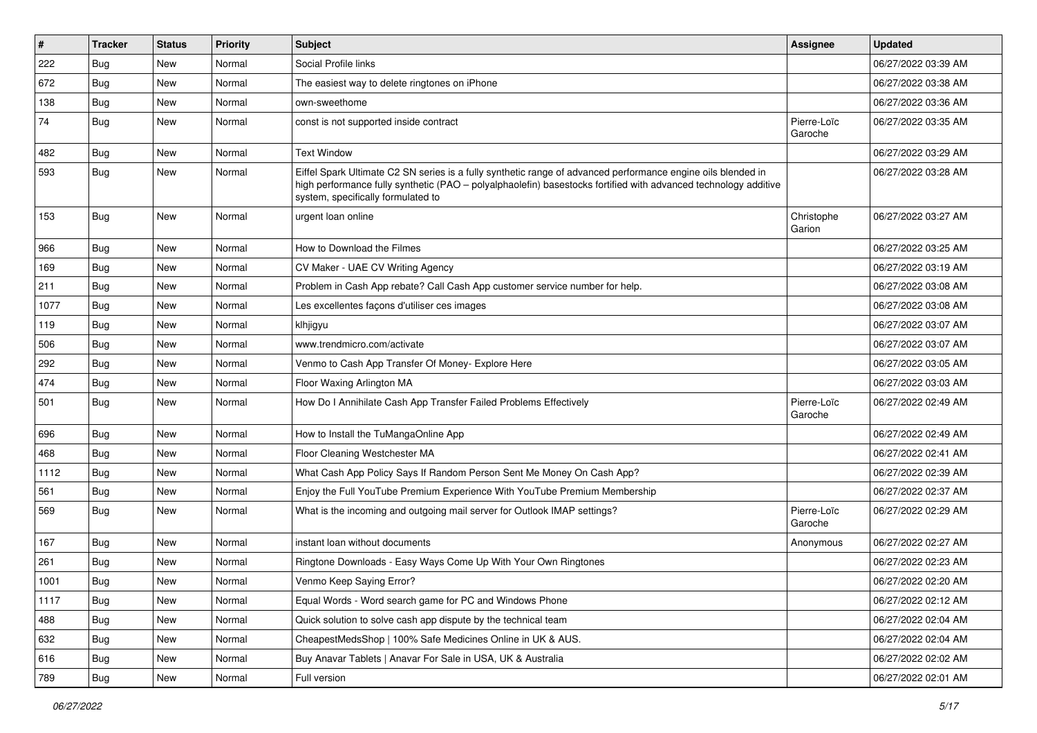| # | Tracker | Status | Priority | Subject | Assignee | Updated |
|---|---|---|---|---|---|---|
| 222 | Bug | New | Normal | Social Profile links | | 06/27/2022 03:39 AM |
| 672 | Bug | New | Normal | The easiest way to delete ringtones on iPhone | | 06/27/2022 03:38 AM |
| 138 | Bug | New | Normal | own-sweethome | | 06/27/2022 03:36 AM |
| 74 | Bug | New | Normal | const is not supported inside contract | Pierre-Loïc Garoche | 06/27/2022 03:35 AM |
| 482 | Bug | New | Normal | Text Window | | 06/27/2022 03:29 AM |
| 593 | Bug | New | Normal | Eiffel Spark Ultimate C2 SN series is a fully synthetic range of advanced performance engine oils blended in high performance fully synthetic (PAO – polyalphaolefin) basestocks fortified with advanced technology additive system, specifically formulated to | | 06/27/2022 03:28 AM |
| 153 | Bug | New | Normal | urgent loan online | Christophe Garion | 06/27/2022 03:27 AM |
| 966 | Bug | New | Normal | How to Download the Filmes | | 06/27/2022 03:25 AM |
| 169 | Bug | New | Normal | CV Maker - UAE CV Writing Agency | | 06/27/2022 03:19 AM |
| 211 | Bug | New | Normal | Problem in Cash App rebate? Call Cash App customer service number for help. | | 06/27/2022 03:08 AM |
| 1077 | Bug | New | Normal | Les excellentes façons d'utiliser ces images | | 06/27/2022 03:08 AM |
| 119 | Bug | New | Normal | klhjigyu | | 06/27/2022 03:07 AM |
| 506 | Bug | New | Normal | www.trendmicro.com/activate | | 06/27/2022 03:07 AM |
| 292 | Bug | New | Normal | Venmo to Cash App Transfer Of Money- Explore Here | | 06/27/2022 03:05 AM |
| 474 | Bug | New | Normal | Floor Waxing Arlington MA | | 06/27/2022 03:03 AM |
| 501 | Bug | New | Normal | How Do I Annihilate Cash App Transfer Failed Problems Effectively | Pierre-Loïc Garoche | 06/27/2022 02:49 AM |
| 696 | Bug | New | Normal | How to Install the TuMangaOnline App | | 06/27/2022 02:49 AM |
| 468 | Bug | New | Normal | Floor Cleaning Westchester MA | | 06/27/2022 02:41 AM |
| 1112 | Bug | New | Normal | What Cash App Policy Says If Random Person Sent Me Money On Cash App? | | 06/27/2022 02:39 AM |
| 561 | Bug | New | Normal | Enjoy the Full YouTube Premium Experience With YouTube Premium Membership | | 06/27/2022 02:37 AM |
| 569 | Bug | New | Normal | What is the incoming and outgoing mail server for Outlook IMAP settings? | Pierre-Loïc Garoche | 06/27/2022 02:29 AM |
| 167 | Bug | New | Normal | instant loan without documents | Anonymous | 06/27/2022 02:27 AM |
| 261 | Bug | New | Normal | Ringtone Downloads - Easy Ways Come Up With Your Own Ringtones | | 06/27/2022 02:23 AM |
| 1001 | Bug | New | Normal | Venmo Keep Saying Error? | | 06/27/2022 02:20 AM |
| 1117 | Bug | New | Normal | Equal Words - Word search game for PC and Windows Phone | | 06/27/2022 02:12 AM |
| 488 | Bug | New | Normal | Quick solution to solve cash app dispute by the technical team | | 06/27/2022 02:04 AM |
| 632 | Bug | New | Normal | CheapestMedsShop \| 100% Safe Medicines Online in UK & AUS. | | 06/27/2022 02:04 AM |
| 616 | Bug | New | Normal | Buy Anavar Tablets \| Anavar For Sale in USA, UK & Australia | | 06/27/2022 02:02 AM |
| 789 | Bug | New | Normal | Full version | | 06/27/2022 02:01 AM |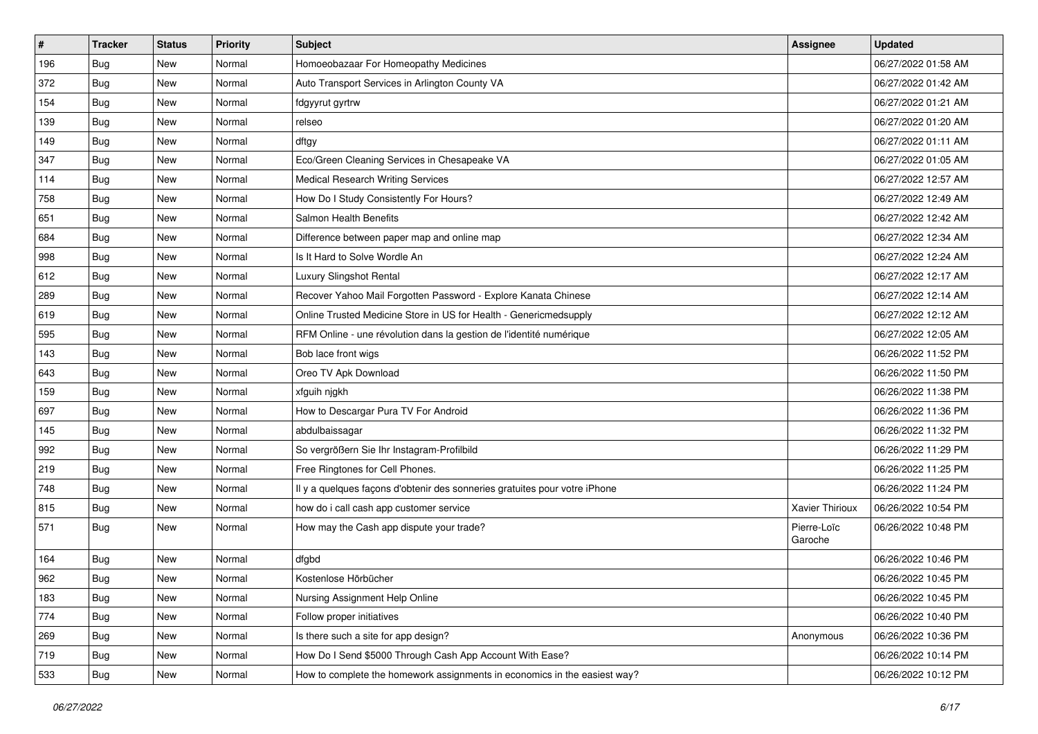| # | Tracker | Status | Priority | Subject | Assignee | Updated |
|---|---|---|---|---|---|---|
| 196 | Bug | New | Normal | Homoeobazaar For Homeopathy Medicines | | 06/27/2022 01:58 AM |
| 372 | Bug | New | Normal | Auto Transport Services in Arlington County VA | | 06/27/2022 01:42 AM |
| 154 | Bug | New | Normal | fdgyyrut gyrtrw | | 06/27/2022 01:21 AM |
| 139 | Bug | New | Normal | relseo | | 06/27/2022 01:20 AM |
| 149 | Bug | New | Normal | dftgy | | 06/27/2022 01:11 AM |
| 347 | Bug | New | Normal | Eco/Green Cleaning Services in Chesapeake VA | | 06/27/2022 01:05 AM |
| 114 | Bug | New | Normal | Medical Research Writing Services | | 06/27/2022 12:57 AM |
| 758 | Bug | New | Normal | How Do I Study Consistently For Hours? | | 06/27/2022 12:49 AM |
| 651 | Bug | New | Normal | Salmon Health Benefits | | 06/27/2022 12:42 AM |
| 684 | Bug | New | Normal | Difference between paper map and online map | | 06/27/2022 12:34 AM |
| 998 | Bug | New | Normal | Is It Hard to Solve Wordle An | | 06/27/2022 12:24 AM |
| 612 | Bug | New | Normal | Luxury Slingshot Rental | | 06/27/2022 12:17 AM |
| 289 | Bug | New | Normal | Recover Yahoo Mail Forgotten Password - Explore Kanata Chinese | | 06/27/2022 12:14 AM |
| 619 | Bug | New | Normal | Online Trusted Medicine Store in US for Health - Genericmedsupply | | 06/27/2022 12:12 AM |
| 595 | Bug | New | Normal | RFM Online - une révolution dans la gestion de l'identité numérique | | 06/27/2022 12:05 AM |
| 143 | Bug | New | Normal | Bob lace front wigs | | 06/26/2022 11:52 PM |
| 643 | Bug | New | Normal | Oreo TV Apk Download | | 06/26/2022 11:50 PM |
| 159 | Bug | New | Normal | xfguih njgkh | | 06/26/2022 11:38 PM |
| 697 | Bug | New | Normal | How to Descargar Pura TV For Android | | 06/26/2022 11:36 PM |
| 145 | Bug | New | Normal | abdulbaissagar | | 06/26/2022 11:32 PM |
| 992 | Bug | New | Normal | So vergrößern Sie Ihr Instagram-Profilbild | | 06/26/2022 11:29 PM |
| 219 | Bug | New | Normal | Free Ringtones for Cell Phones. | | 06/26/2022 11:25 PM |
| 748 | Bug | New | Normal | Il y a quelques façons d'obtenir des sonneries gratuites pour votre iPhone | | 06/26/2022 11:24 PM |
| 815 | Bug | New | Normal | how do i call cash app customer service | Xavier Thirioux | 06/26/2022 10:54 PM |
| 571 | Bug | New | Normal | How may the Cash app dispute your trade? | Pierre-Loïc Garoche | 06/26/2022 10:48 PM |
| 164 | Bug | New | Normal | dfgbd | | 06/26/2022 10:46 PM |
| 962 | Bug | New | Normal | Kostenlose Hörbücher | | 06/26/2022 10:45 PM |
| 183 | Bug | New | Normal | Nursing Assignment Help Online | | 06/26/2022 10:45 PM |
| 774 | Bug | New | Normal | Follow proper initiatives | | 06/26/2022 10:40 PM |
| 269 | Bug | New | Normal | Is there such a site for app design? | Anonymous | 06/26/2022 10:36 PM |
| 719 | Bug | New | Normal | How Do I Send $5000 Through Cash App Account With Ease? | | 06/26/2022 10:14 PM |
| 533 | Bug | New | Normal | How to complete the homework assignments in economics in the easiest way? | | 06/26/2022 10:12 PM |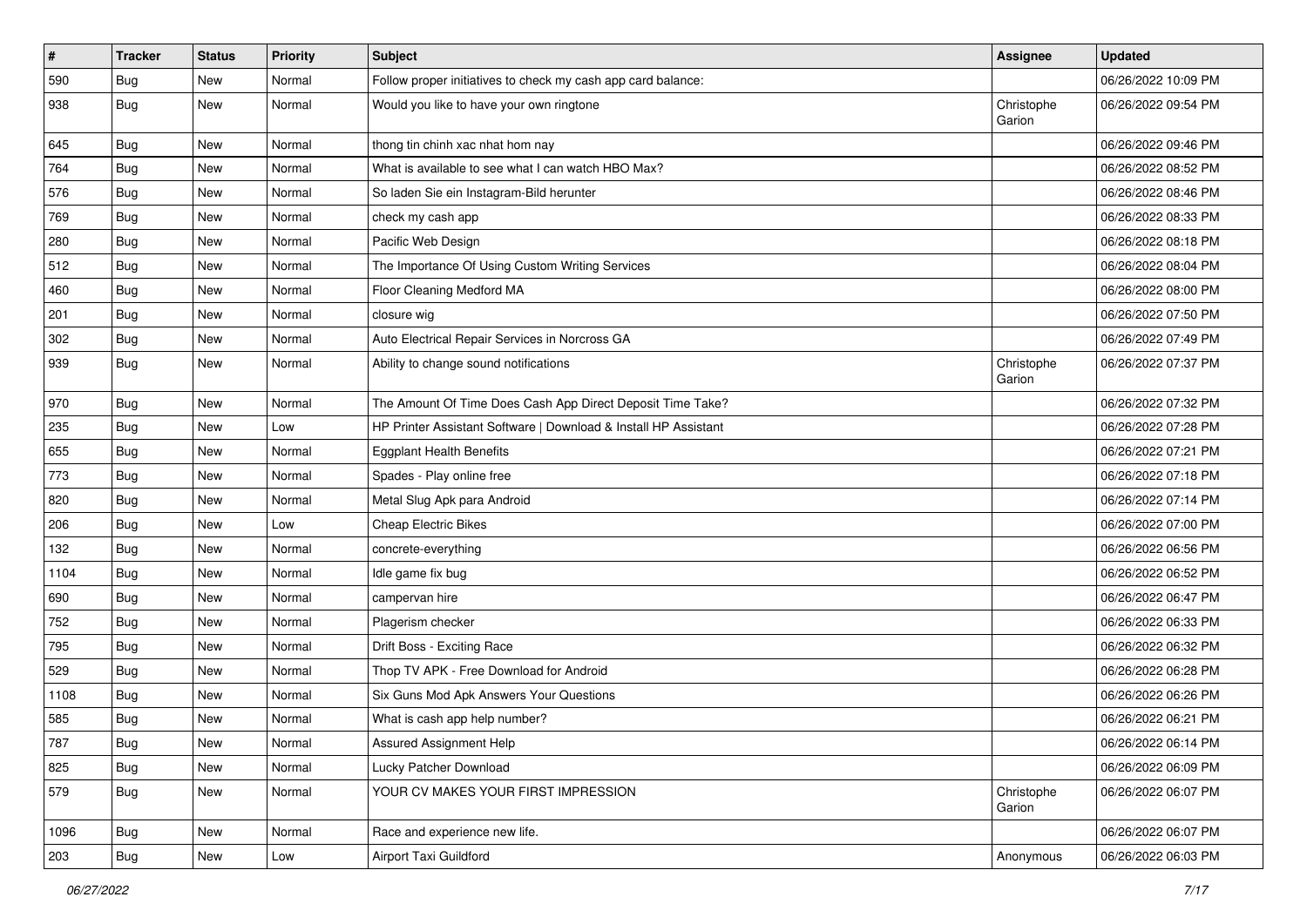| # | Tracker | Status | Priority | Subject | Assignee | Updated |
|---|---|---|---|---|---|---|
| 590 | Bug | New | Normal | Follow proper initiatives to check my cash app card balance: | | 06/26/2022 10:09 PM |
| 938 | Bug | New | Normal | Would you like to have your own ringtone | Christophe Garion | 06/26/2022 09:54 PM |
| 645 | Bug | New | Normal | thong tin chinh xac nhat hom nay | | 06/26/2022 09:46 PM |
| 764 | Bug | New | Normal | What is available to see what I can watch HBO Max? | | 06/26/2022 08:52 PM |
| 576 | Bug | New | Normal | So laden Sie ein Instagram-Bild herunter | | 06/26/2022 08:46 PM |
| 769 | Bug | New | Normal | check my cash app | | 06/26/2022 08:33 PM |
| 280 | Bug | New | Normal | Pacific Web Design | | 06/26/2022 08:18 PM |
| 512 | Bug | New | Normal | The Importance Of Using Custom Writing Services | | 06/26/2022 08:04 PM |
| 460 | Bug | New | Normal | Floor Cleaning Medford MA | | 06/26/2022 08:00 PM |
| 201 | Bug | New | Normal | closure wig | | 06/26/2022 07:50 PM |
| 302 | Bug | New | Normal | Auto Electrical Repair Services in Norcross GA | | 06/26/2022 07:49 PM |
| 939 | Bug | New | Normal | Ability to change sound notifications | Christophe Garion | 06/26/2022 07:37 PM |
| 970 | Bug | New | Normal | The Amount Of Time Does Cash App Direct Deposit Time Take? | | 06/26/2022 07:32 PM |
| 235 | Bug | New | Low | HP Printer Assistant Software \| Download & Install HP Assistant | | 06/26/2022 07:28 PM |
| 655 | Bug | New | Normal | Eggplant Health Benefits | | 06/26/2022 07:21 PM |
| 773 | Bug | New | Normal | Spades - Play online free | | 06/26/2022 07:18 PM |
| 820 | Bug | New | Normal | Metal Slug Apk para Android | | 06/26/2022 07:14 PM |
| 206 | Bug | New | Low | Cheap Electric Bikes | | 06/26/2022 07:00 PM |
| 132 | Bug | New | Normal | concrete-everything | | 06/26/2022 06:56 PM |
| 1104 | Bug | New | Normal | Idle game fix bug | | 06/26/2022 06:52 PM |
| 690 | Bug | New | Normal | campervan hire | | 06/26/2022 06:47 PM |
| 752 | Bug | New | Normal | Plagerism checker | | 06/26/2022 06:33 PM |
| 795 | Bug | New | Normal | Drift Boss - Exciting Race | | 06/26/2022 06:32 PM |
| 529 | Bug | New | Normal | Thop TV APK - Free Download for Android | | 06/26/2022 06:28 PM |
| 1108 | Bug | New | Normal | Six Guns Mod Apk Answers Your Questions | | 06/26/2022 06:26 PM |
| 585 | Bug | New | Normal | What is cash app help number? | | 06/26/2022 06:21 PM |
| 787 | Bug | New | Normal | Assured Assignment Help | | 06/26/2022 06:14 PM |
| 825 | Bug | New | Normal | Lucky Patcher Download | | 06/26/2022 06:09 PM |
| 579 | Bug | New | Normal | YOUR CV MAKES YOUR FIRST IMPRESSION | Christophe Garion | 06/26/2022 06:07 PM |
| 1096 | Bug | New | Normal | Race and experience new life. | | 06/26/2022 06:07 PM |
| 203 | Bug | New | Low | Airport Taxi Guildford | Anonymous | 06/26/2022 06:03 PM |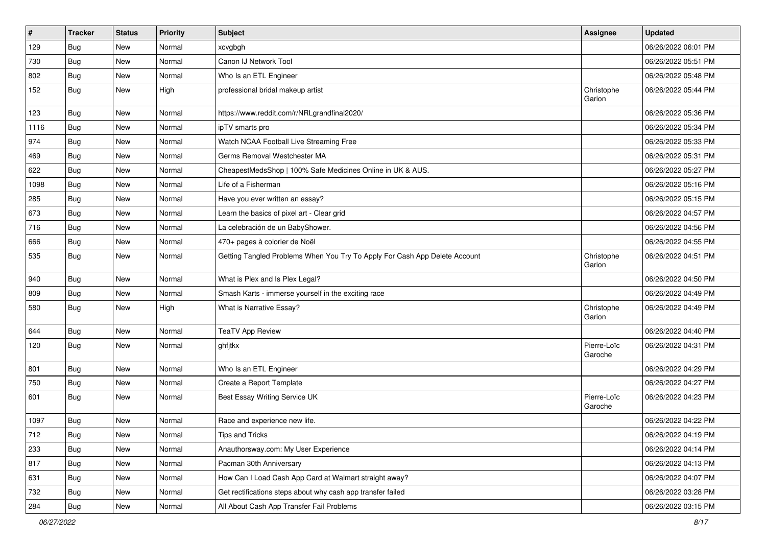| # | Tracker | Status | Priority | Subject | Assignee | Updated |
|---|---|---|---|---|---|---|
| 129 | Bug | New | Normal | xcvgbgh | | 06/26/2022 06:01 PM |
| 730 | Bug | New | Normal | Canon IJ Network Tool | | 06/26/2022 05:51 PM |
| 802 | Bug | New | Normal | Who Is an ETL Engineer | | 06/26/2022 05:48 PM |
| 152 | Bug | New | High | professional bridal makeup artist | Christophe Garion | 06/26/2022 05:44 PM |
| 123 | Bug | New | Normal | https://www.reddit.com/r/NRLgrandfinal2020/ | | 06/26/2022 05:36 PM |
| 1116 | Bug | New | Normal | ipTV smarts pro | | 06/26/2022 05:34 PM |
| 974 | Bug | New | Normal | Watch NCAA Football Live Streaming Free | | 06/26/2022 05:33 PM |
| 469 | Bug | New | Normal | Germs Removal Westchester MA | | 06/26/2022 05:31 PM |
| 622 | Bug | New | Normal | CheapestMedsShop \| 100% Safe Medicines Online in UK & AUS. | | 06/26/2022 05:27 PM |
| 1098 | Bug | New | Normal | Life of a Fisherman | | 06/26/2022 05:16 PM |
| 285 | Bug | New | Normal | Have you ever written an essay? | | 06/26/2022 05:15 PM |
| 673 | Bug | New | Normal | Learn the basics of pixel art - Clear grid | | 06/26/2022 04:57 PM |
| 716 | Bug | New | Normal | La celebración de un BabyShower. | | 06/26/2022 04:56 PM |
| 666 | Bug | New | Normal | 470+ pages à colorier de Noël | | 06/26/2022 04:55 PM |
| 535 | Bug | New | Normal | Getting Tangled Problems When You Try To Apply For Cash App Delete Account | Christophe Garion | 06/26/2022 04:51 PM |
| 940 | Bug | New | Normal | What is Plex and Is Plex Legal? | | 06/26/2022 04:50 PM |
| 809 | Bug | New | Normal | Smash Karts - immerse yourself in the exciting race | | 06/26/2022 04:49 PM |
| 580 | Bug | New | High | What is Narrative Essay? | Christophe Garion | 06/26/2022 04:49 PM |
| 644 | Bug | New | Normal | TeaTV App Review | | 06/26/2022 04:40 PM |
| 120 | Bug | New | Normal | ghfjtkx | Pierre-Loïc Garoche | 06/26/2022 04:31 PM |
| 801 | Bug | New | Normal | Who Is an ETL Engineer | | 06/26/2022 04:29 PM |
| 750 | Bug | New | Normal | Create a Report Template | | 06/26/2022 04:27 PM |
| 601 | Bug | New | Normal | Best Essay Writing Service UK | Pierre-Loïc Garoche | 06/26/2022 04:23 PM |
| 1097 | Bug | New | Normal | Race and experience new life. | | 06/26/2022 04:22 PM |
| 712 | Bug | New | Normal | Tips and Tricks | | 06/26/2022 04:19 PM |
| 233 | Bug | New | Normal | Anauthorsway.com: My User Experience | | 06/26/2022 04:14 PM |
| 817 | Bug | New | Normal | Pacman 30th Anniversary | | 06/26/2022 04:13 PM |
| 631 | Bug | New | Normal | How Can I Load Cash App Card at Walmart straight away? | | 06/26/2022 04:07 PM |
| 732 | Bug | New | Normal | Get rectifications steps about why cash app transfer failed | | 06/26/2022 03:28 PM |
| 284 | Bug | New | Normal | All About Cash App Transfer Fail Problems | | 06/26/2022 03:15 PM |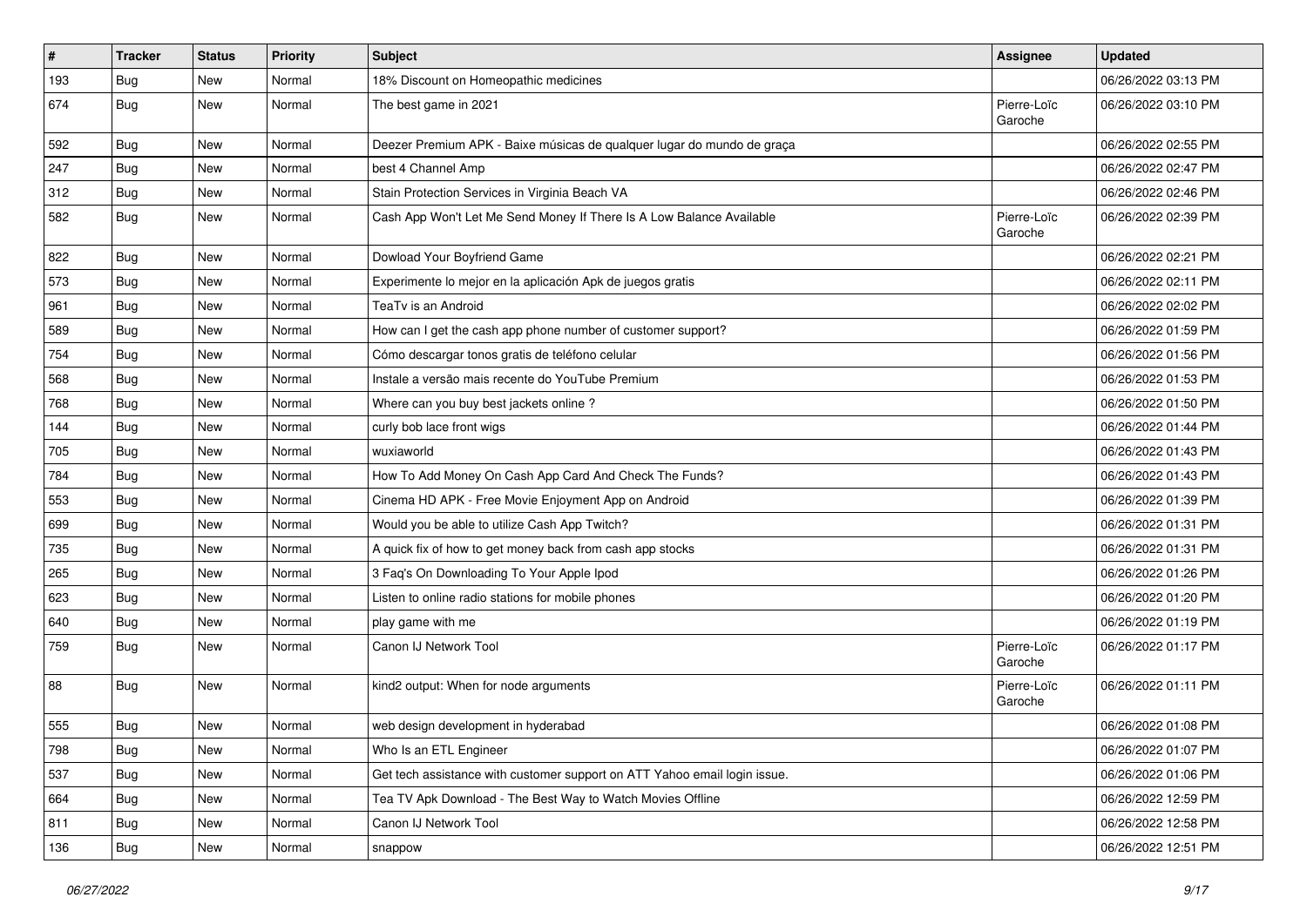| # | Tracker | Status | Priority | Subject | Assignee | Updated |
|---|---|---|---|---|---|---|
| 193 | Bug | New | Normal | 18% Discount on Homeopathic medicines | | 06/26/2022 03:13 PM |
| 674 | Bug | New | Normal | The best game in 2021 | Pierre-Loïc Garoche | 06/26/2022 03:10 PM |
| 592 | Bug | New | Normal | Deezer Premium APK - Baixe músicas de qualquer lugar do mundo de graça | | 06/26/2022 02:55 PM |
| 247 | Bug | New | Normal | best 4 Channel Amp | | 06/26/2022 02:47 PM |
| 312 | Bug | New | Normal | Stain Protection Services in Virginia Beach VA | | 06/26/2022 02:46 PM |
| 582 | Bug | New | Normal | Cash App Won't Let Me Send Money If There Is A Low Balance Available | Pierre-Loïc Garoche | 06/26/2022 02:39 PM |
| 822 | Bug | New | Normal | Dowload Your Boyfriend Game | | 06/26/2022 02:21 PM |
| 573 | Bug | New | Normal | Experimente lo mejor en la aplicación Apk de juegos gratis | | 06/26/2022 02:11 PM |
| 961 | Bug | New | Normal | TeaTv is an Android | | 06/26/2022 02:02 PM |
| 589 | Bug | New | Normal | How can I get the cash app phone number of customer support? | | 06/26/2022 01:59 PM |
| 754 | Bug | New | Normal | Cómo descargar tonos gratis de teléfono celular | | 06/26/2022 01:56 PM |
| 568 | Bug | New | Normal | Instale a versão mais recente do YouTube Premium | | 06/26/2022 01:53 PM |
| 768 | Bug | New | Normal | Where can you buy best jackets online ? | | 06/26/2022 01:50 PM |
| 144 | Bug | New | Normal | curly bob lace front wigs | | 06/26/2022 01:44 PM |
| 705 | Bug | New | Normal | wuxiaworld | | 06/26/2022 01:43 PM |
| 784 | Bug | New | Normal | How To Add Money On Cash App Card And Check The Funds? | | 06/26/2022 01:43 PM |
| 553 | Bug | New | Normal | Cinema HD APK - Free Movie Enjoyment App on Android | | 06/26/2022 01:39 PM |
| 699 | Bug | New | Normal | Would you be able to utilize Cash App Twitch? | | 06/26/2022 01:31 PM |
| 735 | Bug | New | Normal | A quick fix of how to get money back from cash app stocks | | 06/26/2022 01:31 PM |
| 265 | Bug | New | Normal | 3 Faq's On Downloading To Your Apple Ipod | | 06/26/2022 01:26 PM |
| 623 | Bug | New | Normal | Listen to online radio stations for mobile phones | | 06/26/2022 01:20 PM |
| 640 | Bug | New | Normal | play game with me | | 06/26/2022 01:19 PM |
| 759 | Bug | New | Normal | Canon IJ Network Tool | Pierre-Loïc Garoche | 06/26/2022 01:17 PM |
| 88 | Bug | New | Normal | kind2 output: When for node arguments | Pierre-Loïc Garoche | 06/26/2022 01:11 PM |
| 555 | Bug | New | Normal | web design development in hyderabad | | 06/26/2022 01:08 PM |
| 798 | Bug | New | Normal | Who Is an ETL Engineer | | 06/26/2022 01:07 PM |
| 537 | Bug | New | Normal | Get tech assistance with customer support on ATT Yahoo email login issue. | | 06/26/2022 01:06 PM |
| 664 | Bug | New | Normal | Tea TV Apk Download - The Best Way to Watch Movies Offline | | 06/26/2022 12:59 PM |
| 811 | Bug | New | Normal | Canon IJ Network Tool | | 06/26/2022 12:58 PM |
| 136 | Bug | New | Normal | snappow | | 06/26/2022 12:51 PM |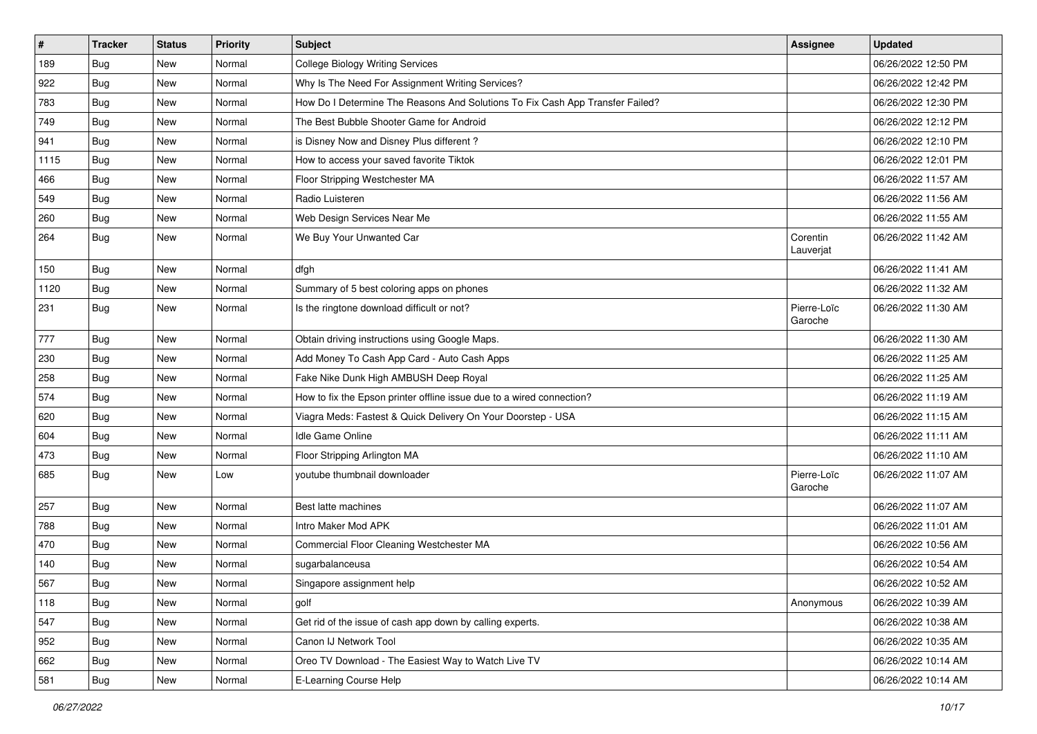| # | Tracker | Status | Priority | Subject | Assignee | Updated |
|---|---|---|---|---|---|---|
| 189 | Bug | New | Normal | College Biology Writing Services | | 06/26/2022 12:50 PM |
| 922 | Bug | New | Normal | Why Is The Need For Assignment Writing Services? | | 06/26/2022 12:42 PM |
| 783 | Bug | New | Normal | How Do I Determine The Reasons And Solutions To Fix Cash App Transfer Failed? | | 06/26/2022 12:30 PM |
| 749 | Bug | New | Normal | The Best Bubble Shooter Game for Android | | 06/26/2022 12:12 PM |
| 941 | Bug | New | Normal | is Disney Now and Disney Plus different ? | | 06/26/2022 12:10 PM |
| 1115 | Bug | New | Normal | How to access your saved favorite Tiktok | | 06/26/2022 12:01 PM |
| 466 | Bug | New | Normal | Floor Stripping Westchester MA | | 06/26/2022 11:57 AM |
| 549 | Bug | New | Normal | Radio Luisteren | | 06/26/2022 11:56 AM |
| 260 | Bug | New | Normal | Web Design Services Near Me | | 06/26/2022 11:55 AM |
| 264 | Bug | New | Normal | We Buy Your Unwanted Car | Corentin Lauverjat | 06/26/2022 11:42 AM |
| 150 | Bug | New | Normal | dfgh | | 06/26/2022 11:41 AM |
| 1120 | Bug | New | Normal | Summary of 5 best coloring apps on phones | | 06/26/2022 11:32 AM |
| 231 | Bug | New | Normal | Is the ringtone download difficult or not? | Pierre-Loïc Garoche | 06/26/2022 11:30 AM |
| 777 | Bug | New | Normal | Obtain driving instructions using Google Maps. | | 06/26/2022 11:30 AM |
| 230 | Bug | New | Normal | Add Money To Cash App Card - Auto Cash Apps | | 06/26/2022 11:25 AM |
| 258 | Bug | New | Normal | Fake Nike Dunk High AMBUSH Deep Royal | | 06/26/2022 11:25 AM |
| 574 | Bug | New | Normal | How to fix the Epson printer offline issue due to a wired connection? | | 06/26/2022 11:19 AM |
| 620 | Bug | New | Normal | Viagra Meds: Fastest & Quick Delivery On Your Doorstep - USA | | 06/26/2022 11:15 AM |
| 604 | Bug | New | Normal | Idle Game Online | | 06/26/2022 11:11 AM |
| 473 | Bug | New | Normal | Floor Stripping Arlington MA | | 06/26/2022 11:10 AM |
| 685 | Bug | New | Low | youtube thumbnail downloader | Pierre-Loïc Garoche | 06/26/2022 11:07 AM |
| 257 | Bug | New | Normal | Best latte machines | | 06/26/2022 11:07 AM |
| 788 | Bug | New | Normal | Intro Maker Mod APK | | 06/26/2022 11:01 AM |
| 470 | Bug | New | Normal | Commercial Floor Cleaning Westchester MA | | 06/26/2022 10:56 AM |
| 140 | Bug | New | Normal | sugarbalanceusa | | 06/26/2022 10:54 AM |
| 567 | Bug | New | Normal | Singapore assignment help | | 06/26/2022 10:52 AM |
| 118 | Bug | New | Normal | golf | Anonymous | 06/26/2022 10:39 AM |
| 547 | Bug | New | Normal | Get rid of the issue of cash app down by calling experts. | | 06/26/2022 10:38 AM |
| 952 | Bug | New | Normal | Canon IJ Network Tool | | 06/26/2022 10:35 AM |
| 662 | Bug | New | Normal | Oreo TV Download - The Easiest Way to Watch Live TV | | 06/26/2022 10:14 AM |
| 581 | Bug | New | Normal | E-Learning Course Help | | 06/26/2022 10:14 AM |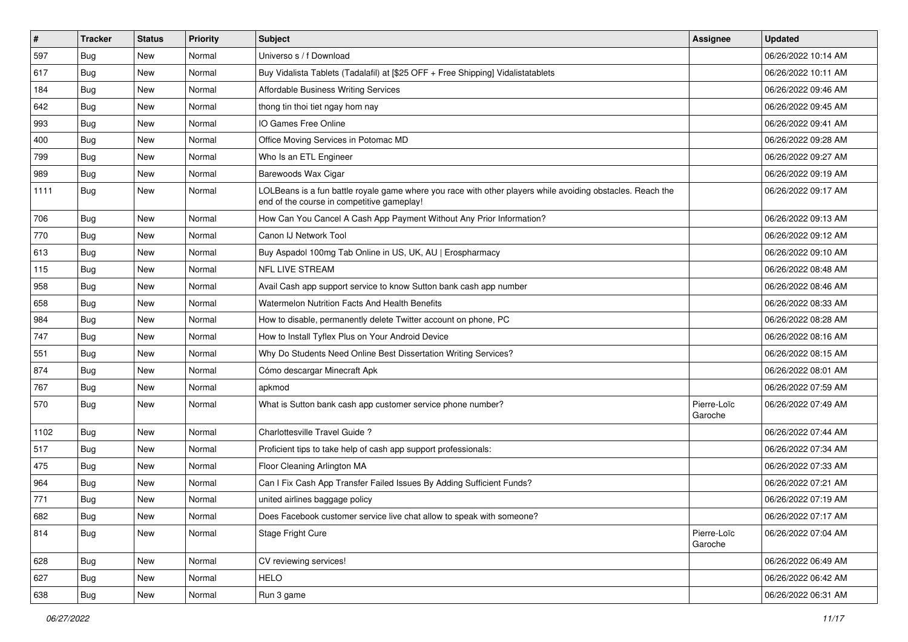| # | Tracker | Status | Priority | Subject | Assignee | Updated |
| --- | --- | --- | --- | --- | --- | --- |
| 597 | Bug | New | Normal | Universo s / f Download | | 06/26/2022 10:14 AM |
| 617 | Bug | New | Normal | Buy Vidalista Tablets (Tadalafil) at [$25 OFF + Free Shipping] Vidalistatablets | | 06/26/2022 10:11 AM |
| 184 | Bug | New | Normal | Affordable Business Writing Services | | 06/26/2022 09:46 AM |
| 642 | Bug | New | Normal | thong tin thoi tiet ngay hom nay | | 06/26/2022 09:45 AM |
| 993 | Bug | New | Normal | IO Games Free Online | | 06/26/2022 09:41 AM |
| 400 | Bug | New | Normal | Office Moving Services in Potomac MD | | 06/26/2022 09:28 AM |
| 799 | Bug | New | Normal | Who Is an ETL Engineer | | 06/26/2022 09:27 AM |
| 989 | Bug | New | Normal | Barewoods Wax Cigar | | 06/26/2022 09:19 AM |
| 1111 | Bug | New | Normal | LOLBeans is a fun battle royale game where you race with other players while avoiding obstacles. Reach the end of the course in competitive gameplay! | | 06/26/2022 09:17 AM |
| 706 | Bug | New | Normal | How Can You Cancel A Cash App Payment Without Any Prior Information? | | 06/26/2022 09:13 AM |
| 770 | Bug | New | Normal | Canon IJ Network Tool | | 06/26/2022 09:12 AM |
| 613 | Bug | New | Normal | Buy Aspadol 100mg Tab Online in US, UK, AU \| Erospharmacy | | 06/26/2022 09:10 AM |
| 115 | Bug | New | Normal | NFL LIVE STREAM | | 06/26/2022 08:48 AM |
| 958 | Bug | New | Normal | Avail Cash app support service to know Sutton bank cash app number | | 06/26/2022 08:46 AM |
| 658 | Bug | New | Normal | Watermelon Nutrition Facts And Health Benefits | | 06/26/2022 08:33 AM |
| 984 | Bug | New | Normal | How to disable, permanently delete Twitter account on phone, PC | | 06/26/2022 08:28 AM |
| 747 | Bug | New | Normal | How to Install Tyflex Plus on Your Android Device | | 06/26/2022 08:16 AM |
| 551 | Bug | New | Normal | Why Do Students Need Online Best Dissertation Writing Services? | | 06/26/2022 08:15 AM |
| 874 | Bug | New | Normal | Cómo descargar Minecraft Apk | | 06/26/2022 08:01 AM |
| 767 | Bug | New | Normal | apkmod | | 06/26/2022 07:59 AM |
| 570 | Bug | New | Normal | What is Sutton bank cash app customer service phone number? | Pierre-Loïc Garoche | 06/26/2022 07:49 AM |
| 1102 | Bug | New | Normal | Charlottesville Travel Guide ? | | 06/26/2022 07:44 AM |
| 517 | Bug | New | Normal | Proficient tips to take help of cash app support professionals: | | 06/26/2022 07:34 AM |
| 475 | Bug | New | Normal | Floor Cleaning Arlington MA | | 06/26/2022 07:33 AM |
| 964 | Bug | New | Normal | Can I Fix Cash App Transfer Failed Issues By Adding Sufficient Funds? | | 06/26/2022 07:21 AM |
| 771 | Bug | New | Normal | united airlines baggage policy | | 06/26/2022 07:19 AM |
| 682 | Bug | New | Normal | Does Facebook customer service live chat allow to speak with someone? | | 06/26/2022 07:17 AM |
| 814 | Bug | New | Normal | Stage Fright Cure | Pierre-Loïc Garoche | 06/26/2022 07:04 AM |
| 628 | Bug | New | Normal | CV reviewing services! | | 06/26/2022 06:49 AM |
| 627 | Bug | New | Normal | HELO | | 06/26/2022 06:42 AM |
| 638 | Bug | New | Normal | Run 3 game | | 06/26/2022 06:31 AM |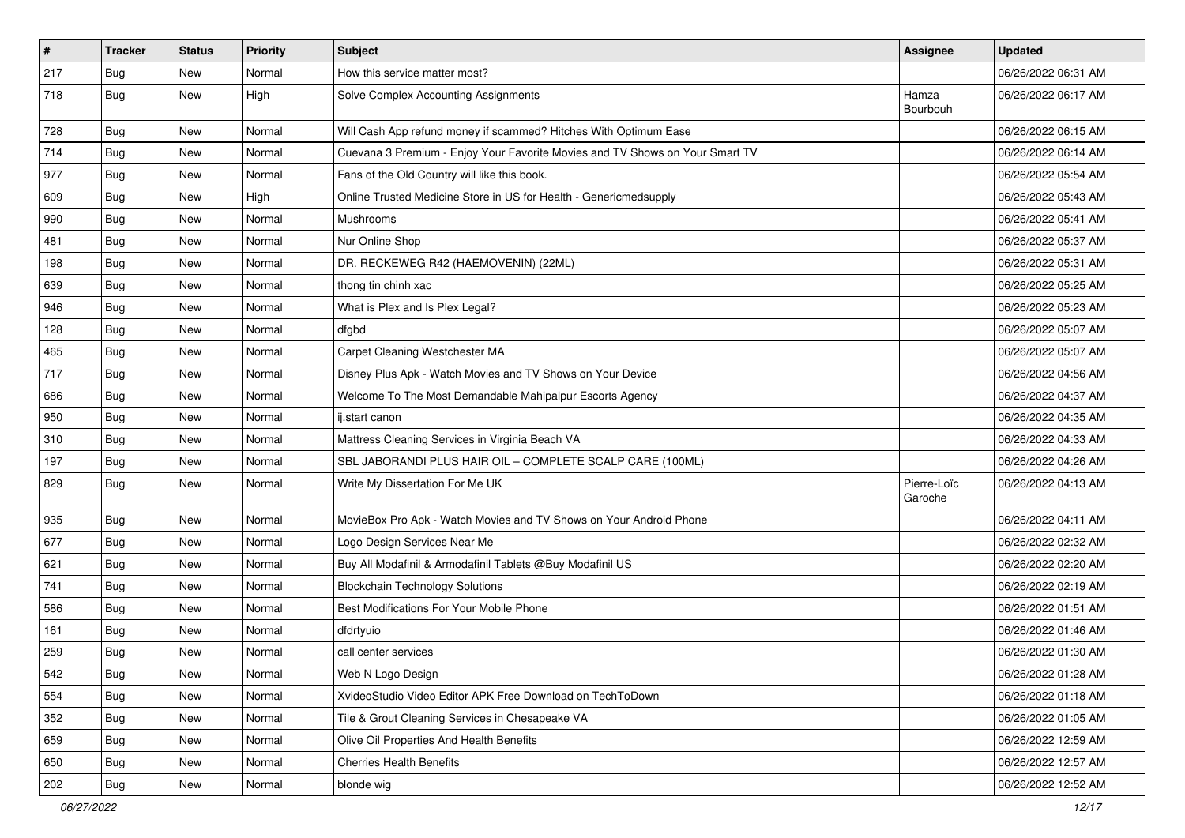| # | Tracker | Status | Priority | Subject | Assignee | Updated |
|---|---|---|---|---|---|---|
| 217 | Bug | New | Normal | How this service matter most? | | 06/26/2022 06:31 AM |
| 718 | Bug | New | High | Solve Complex Accounting Assignments | Hamza Bourbouh | 06/26/2022 06:17 AM |
| 728 | Bug | New | Normal | Will Cash App refund money if scammed? Hitches With Optimum Ease | | 06/26/2022 06:15 AM |
| 714 | Bug | New | Normal | Cuevana 3 Premium - Enjoy Your Favorite Movies and TV Shows on Your Smart TV | | 06/26/2022 06:14 AM |
| 977 | Bug | New | Normal | Fans of the Old Country will like this book. | | 06/26/2022 05:54 AM |
| 609 | Bug | New | High | Online Trusted Medicine Store in US for Health - Genericmedsupply | | 06/26/2022 05:43 AM |
| 990 | Bug | New | Normal | Mushrooms | | 06/26/2022 05:41 AM |
| 481 | Bug | New | Normal | Nur Online Shop | | 06/26/2022 05:37 AM |
| 198 | Bug | New | Normal | DR. RECKEWEG R42 (HAEMOVENIN) (22ML) | | 06/26/2022 05:31 AM |
| 639 | Bug | New | Normal | thong tin chinh xac | | 06/26/2022 05:25 AM |
| 946 | Bug | New | Normal | What is Plex and Is Plex Legal? | | 06/26/2022 05:23 AM |
| 128 | Bug | New | Normal | dfgbd | | 06/26/2022 05:07 AM |
| 465 | Bug | New | Normal | Carpet Cleaning Westchester MA | | 06/26/2022 05:07 AM |
| 717 | Bug | New | Normal | Disney Plus Apk - Watch Movies and TV Shows on Your Device | | 06/26/2022 04:56 AM |
| 686 | Bug | New | Normal | Welcome To The Most Demandable Mahipalpur Escorts Agency | | 06/26/2022 04:37 AM |
| 950 | Bug | New | Normal | ij.start canon | | 06/26/2022 04:35 AM |
| 310 | Bug | New | Normal | Mattress Cleaning Services in Virginia Beach VA | | 06/26/2022 04:33 AM |
| 197 | Bug | New | Normal | SBL JABORANDI PLUS HAIR OIL – COMPLETE SCALP CARE (100ML) | | 06/26/2022 04:26 AM |
| 829 | Bug | New | Normal | Write My Dissertation For Me UK | Pierre-Loïc Garoche | 06/26/2022 04:13 AM |
| 935 | Bug | New | Normal | MovieBox Pro Apk - Watch Movies and TV Shows on Your Android Phone | | 06/26/2022 04:11 AM |
| 677 | Bug | New | Normal | Logo Design Services Near Me | | 06/26/2022 02:32 AM |
| 621 | Bug | New | Normal | Buy All Modafinil & Armodafinil Tablets @Buy Modafinil US | | 06/26/2022 02:20 AM |
| 741 | Bug | New | Normal | Blockchain Technology Solutions | | 06/26/2022 02:19 AM |
| 586 | Bug | New | Normal | Best Modifications For Your Mobile Phone | | 06/26/2022 01:51 AM |
| 161 | Bug | New | Normal | dfdrtyuio | | 06/26/2022 01:46 AM |
| 259 | Bug | New | Normal | call center services | | 06/26/2022 01:30 AM |
| 542 | Bug | New | Normal | Web N Logo Design | | 06/26/2022 01:28 AM |
| 554 | Bug | New | Normal | XvideoStudio Video Editor APK Free Download on TechToDown | | 06/26/2022 01:18 AM |
| 352 | Bug | New | Normal | Tile & Grout Cleaning Services in Chesapeake VA | | 06/26/2022 01:05 AM |
| 659 | Bug | New | Normal | Olive Oil Properties And Health Benefits | | 06/26/2022 12:59 AM |
| 650 | Bug | New | Normal | Cherries Health Benefits | | 06/26/2022 12:57 AM |
| 202 | Bug | New | Normal | blonde wig | | 06/26/2022 12:52 AM |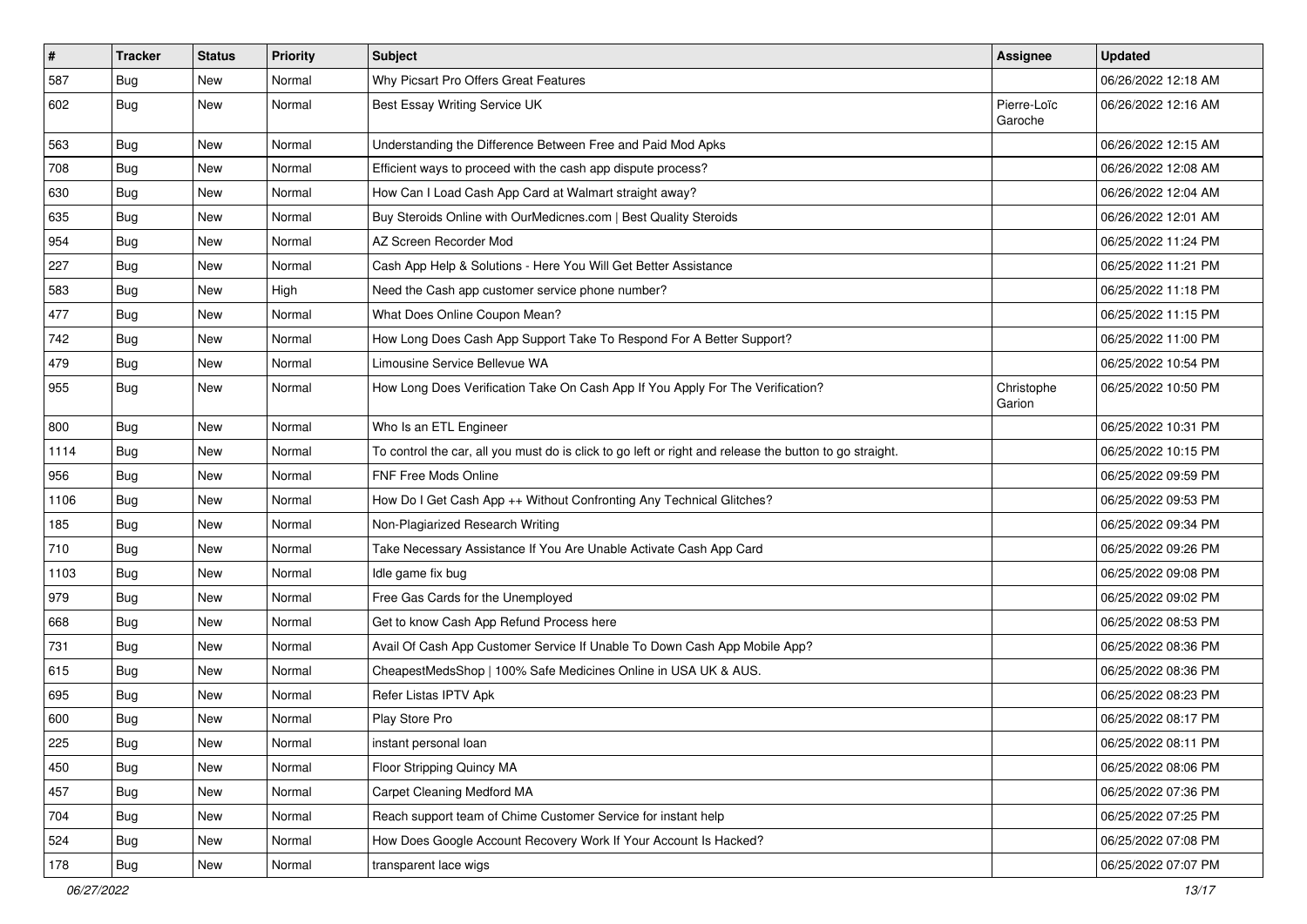| # | Tracker | Status | Priority | Subject | Assignee | Updated |
|---|---|---|---|---|---|---|
| 587 | Bug | New | Normal | Why Picsart Pro Offers Great Features | | 06/26/2022 12:18 AM |
| 602 | Bug | New | Normal | Best Essay Writing Service UK | Pierre-Loïc Garoche | 06/26/2022 12:16 AM |
| 563 | Bug | New | Normal | Understanding the Difference Between Free and Paid Mod Apks | | 06/26/2022 12:15 AM |
| 708 | Bug | New | Normal | Efficient ways to proceed with the cash app dispute process? | | 06/26/2022 12:08 AM |
| 630 | Bug | New | Normal | How Can I Load Cash App Card at Walmart straight away? | | 06/26/2022 12:04 AM |
| 635 | Bug | New | Normal | Buy Steroids Online with OurMedicnes.com \| Best Quality Steroids | | 06/26/2022 12:01 AM |
| 954 | Bug | New | Normal | AZ Screen Recorder Mod | | 06/25/2022 11:24 PM |
| 227 | Bug | New | Normal | Cash App Help & Solutions - Here You Will Get Better Assistance | | 06/25/2022 11:21 PM |
| 583 | Bug | New | High | Need the Cash app customer service phone number? | | 06/25/2022 11:18 PM |
| 477 | Bug | New | Normal | What Does Online Coupon Mean? | | 06/25/2022 11:15 PM |
| 742 | Bug | New | Normal | How Long Does Cash App Support Take To Respond For A Better Support? | | 06/25/2022 11:00 PM |
| 479 | Bug | New | Normal | Limousine Service Bellevue WA | | 06/25/2022 10:54 PM |
| 955 | Bug | New | Normal | How Long Does Verification Take On Cash App If You Apply For The Verification? | Christophe Garion | 06/25/2022 10:50 PM |
| 800 | Bug | New | Normal | Who Is an ETL Engineer | | 06/25/2022 10:31 PM |
| 1114 | Bug | New | Normal | To control the car, all you must do is click to go left or right and release the button to go straight. | | 06/25/2022 10:15 PM |
| 956 | Bug | New | Normal | FNF Free Mods Online | | 06/25/2022 09:59 PM |
| 1106 | Bug | New | Normal | How Do I Get Cash App ++ Without Confronting Any Technical Glitches? | | 06/25/2022 09:53 PM |
| 185 | Bug | New | Normal | Non-Plagiarized Research Writing | | 06/25/2022 09:34 PM |
| 710 | Bug | New | Normal | Take Necessary Assistance If You Are Unable Activate Cash App Card | | 06/25/2022 09:26 PM |
| 1103 | Bug | New | Normal | Idle game fix bug | | 06/25/2022 09:08 PM |
| 979 | Bug | New | Normal | Free Gas Cards for the Unemployed | | 06/25/2022 09:02 PM |
| 668 | Bug | New | Normal | Get to know Cash App Refund Process here | | 06/25/2022 08:53 PM |
| 731 | Bug | New | Normal | Avail Of Cash App Customer Service If Unable To Down Cash App Mobile App? | | 06/25/2022 08:36 PM |
| 615 | Bug | New | Normal | CheapestMedsShop \| 100% Safe Medicines Online in USA UK & AUS. | | 06/25/2022 08:36 PM |
| 695 | Bug | New | Normal | Refer Listas IPTV Apk | | 06/25/2022 08:23 PM |
| 600 | Bug | New | Normal | Play Store Pro | | 06/25/2022 08:17 PM |
| 225 | Bug | New | Normal | instant personal loan | | 06/25/2022 08:11 PM |
| 450 | Bug | New | Normal | Floor Stripping Quincy MA | | 06/25/2022 08:06 PM |
| 457 | Bug | New | Normal | Carpet Cleaning Medford MA | | 06/25/2022 07:36 PM |
| 704 | Bug | New | Normal | Reach support team of Chime Customer Service for instant help | | 06/25/2022 07:25 PM |
| 524 | Bug | New | Normal | How Does Google Account Recovery Work If Your Account Is Hacked? | | 06/25/2022 07:08 PM |
| 178 | Bug | New | Normal | transparent lace wigs | | 06/25/2022 07:07 PM |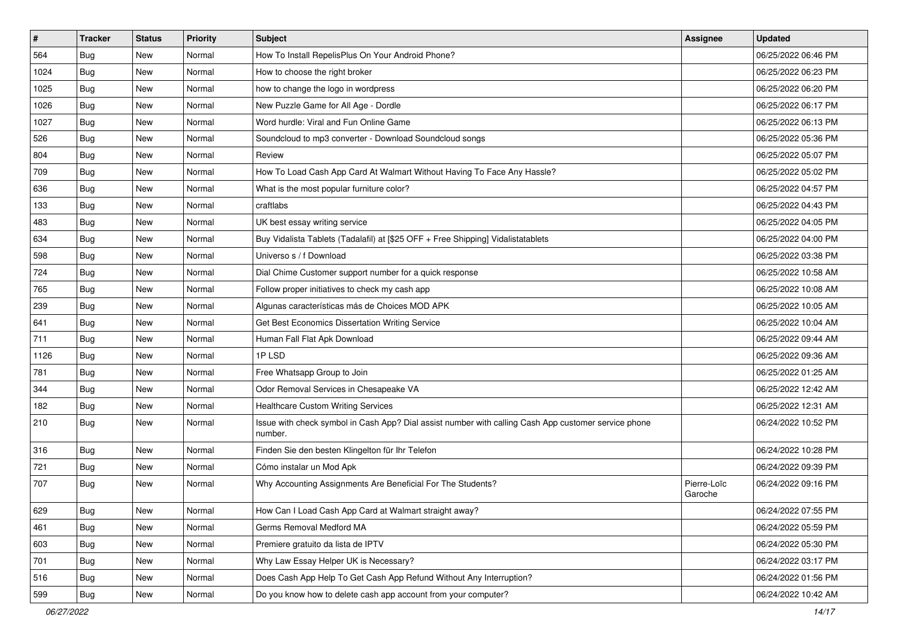| # | Tracker | Status | Priority | Subject | Assignee | Updated |
|---|---|---|---|---|---|---|
| 564 | Bug | New | Normal | How To Install RepelisPlus On Your Android Phone? | | 06/25/2022 06:46 PM |
| 1024 | Bug | New | Normal | How to choose the right broker | | 06/25/2022 06:23 PM |
| 1025 | Bug | New | Normal | how to change the logo in wordpress | | 06/25/2022 06:20 PM |
| 1026 | Bug | New | Normal | New Puzzle Game for All Age - Dordle | | 06/25/2022 06:17 PM |
| 1027 | Bug | New | Normal | Word hurdle: Viral and Fun Online Game | | 06/25/2022 06:13 PM |
| 526 | Bug | New | Normal | Soundcloud to mp3 converter - Download Soundcloud songs | | 06/25/2022 05:36 PM |
| 804 | Bug | New | Normal | Review | | 06/25/2022 05:07 PM |
| 709 | Bug | New | Normal | How To Load Cash App Card At Walmart Without Having To Face Any Hassle? | | 06/25/2022 05:02 PM |
| 636 | Bug | New | Normal | What is the most popular furniture color? | | 06/25/2022 04:57 PM |
| 133 | Bug | New | Normal | craftlabs | | 06/25/2022 04:43 PM |
| 483 | Bug | New | Normal | UK best essay writing service | | 06/25/2022 04:05 PM |
| 634 | Bug | New | Normal | Buy Vidalista Tablets (Tadalafil) at [$25 OFF + Free Shipping] Vidalistatablets | | 06/25/2022 04:00 PM |
| 598 | Bug | New | Normal | Universo s / f Download | | 06/25/2022 03:38 PM |
| 724 | Bug | New | Normal | Dial Chime Customer support number for a quick response | | 06/25/2022 10:58 AM |
| 765 | Bug | New | Normal | Follow proper initiatives to check my cash app | | 06/25/2022 10:08 AM |
| 239 | Bug | New | Normal | Algunas características más de Choices MOD APK | | 06/25/2022 10:05 AM |
| 641 | Bug | New | Normal | Get Best Economics Dissertation Writing Service | | 06/25/2022 10:04 AM |
| 711 | Bug | New | Normal | Human Fall Flat Apk Download | | 06/25/2022 09:44 AM |
| 1126 | Bug | New | Normal | 1P LSD | | 06/25/2022 09:36 AM |
| 781 | Bug | New | Normal | Free Whatsapp Group to Join | | 06/25/2022 01:25 AM |
| 344 | Bug | New | Normal | Odor Removal Services in Chesapeake VA | | 06/25/2022 12:42 AM |
| 182 | Bug | New | Normal | Healthcare Custom Writing Services | | 06/25/2022 12:31 AM |
| 210 | Bug | New | Normal | Issue with check symbol in Cash App? Dial assist number with calling Cash App customer service phone number. | | 06/24/2022 10:52 PM |
| 316 | Bug | New | Normal | Finden Sie den besten Klingelton für Ihr Telefon | | 06/24/2022 10:28 PM |
| 721 | Bug | New | Normal | Cómo instalar un Mod Apk | | 06/24/2022 09:39 PM |
| 707 | Bug | New | Normal | Why Accounting Assignments Are Beneficial For The Students? | Pierre-Loïc Garoche | 06/24/2022 09:16 PM |
| 629 | Bug | New | Normal | How Can I Load Cash App Card at Walmart straight away? | | 06/24/2022 07:55 PM |
| 461 | Bug | New | Normal | Germs Removal Medford MA | | 06/24/2022 05:59 PM |
| 603 | Bug | New | Normal | Premiere gratuito da lista de IPTV | | 06/24/2022 05:30 PM |
| 701 | Bug | New | Normal | Why Law Essay Helper UK is Necessary? | | 06/24/2022 03:17 PM |
| 516 | Bug | New | Normal | Does Cash App Help To Get Cash App Refund Without Any Interruption? | | 06/24/2022 01:56 PM |
| 599 | Bug | New | Normal | Do you know how to delete cash app account from your computer? | | 06/24/2022 10:42 AM |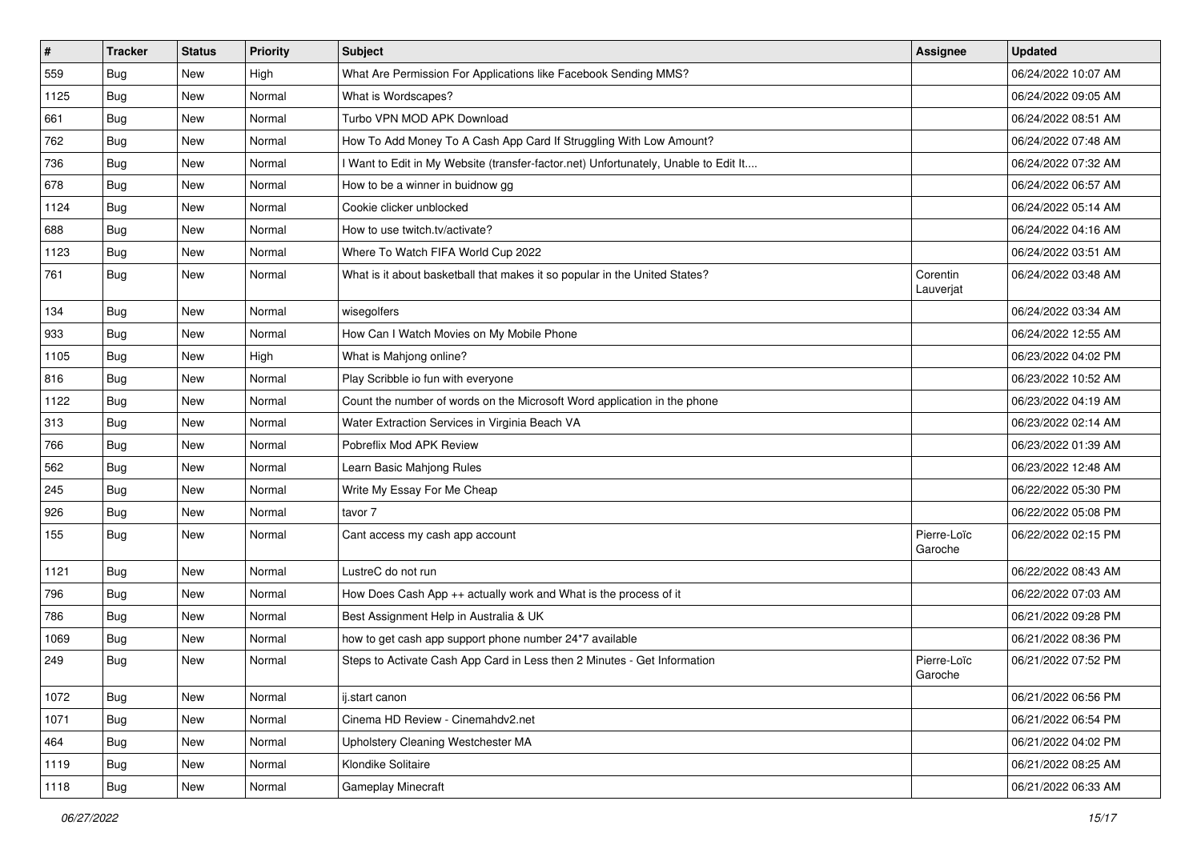| # | Tracker | Status | Priority | Subject | Assignee | Updated |
|---|---|---|---|---|---|---|
| 559 | Bug | New | High | What Are Permission For Applications like Facebook Sending MMS? | | 06/24/2022 10:07 AM |
| 1125 | Bug | New | Normal | What is Wordscapes? | | 06/24/2022 09:05 AM |
| 661 | Bug | New | Normal | Turbo VPN MOD APK Download | | 06/24/2022 08:51 AM |
| 762 | Bug | New | Normal | How To Add Money To A Cash App Card If Struggling With Low Amount? | | 06/24/2022 07:48 AM |
| 736 | Bug | New | Normal | I Want to Edit in My Website (transfer-factor.net) Unfortunately, Unable to Edit It.... | | 06/24/2022 07:32 AM |
| 678 | Bug | New | Normal | How to be a winner in buidnow gg | | 06/24/2022 06:57 AM |
| 1124 | Bug | New | Normal | Cookie clicker unblocked | | 06/24/2022 05:14 AM |
| 688 | Bug | New | Normal | How to use twitch.tv/activate? | | 06/24/2022 04:16 AM |
| 1123 | Bug | New | Normal | Where To Watch FIFA World Cup 2022 | | 06/24/2022 03:51 AM |
| 761 | Bug | New | Normal | What is it about basketball that makes it so popular in the United States? | Corentin Lauverjat | 06/24/2022 03:48 AM |
| 134 | Bug | New | Normal | wisegolfers | | 06/24/2022 03:34 AM |
| 933 | Bug | New | Normal | How Can I Watch Movies on My Mobile Phone | | 06/24/2022 12:55 AM |
| 1105 | Bug | New | High | What is Mahjong online? | | 06/23/2022 04:02 PM |
| 816 | Bug | New | Normal | Play Scribble io fun with everyone | | 06/23/2022 10:52 AM |
| 1122 | Bug | New | Normal | Count the number of words on the Microsoft Word application in the phone | | 06/23/2022 04:19 AM |
| 313 | Bug | New | Normal | Water Extraction Services in Virginia Beach VA | | 06/23/2022 02:14 AM |
| 766 | Bug | New | Normal | Pobreflix Mod APK Review | | 06/23/2022 01:39 AM |
| 562 | Bug | New | Normal | Learn Basic Mahjong Rules | | 06/23/2022 12:48 AM |
| 245 | Bug | New | Normal | Write My Essay For Me Cheap | | 06/22/2022 05:30 PM |
| 926 | Bug | New | Normal | tavor 7 | | 06/22/2022 05:08 PM |
| 155 | Bug | New | Normal | Cant access my cash app account | Pierre-Loïc Garoche | 06/22/2022 02:15 PM |
| 1121 | Bug | New | Normal | LustreC do not run | | 06/22/2022 08:43 AM |
| 796 | Bug | New | Normal | How Does Cash App ++ actually work and What is the process of it | | 06/22/2022 07:03 AM |
| 786 | Bug | New | Normal | Best Assignment Help in Australia & UK | | 06/21/2022 09:28 PM |
| 1069 | Bug | New | Normal | how to get cash app support phone number 24*7 available | | 06/21/2022 08:36 PM |
| 249 | Bug | New | Normal | Steps to Activate Cash App Card in Less then 2 Minutes - Get Information | Pierre-Loïc Garoche | 06/21/2022 07:52 PM |
| 1072 | Bug | New | Normal | ij.start canon | | 06/21/2022 06:56 PM |
| 1071 | Bug | New | Normal | Cinema HD Review - Cinemahdv2.net | | 06/21/2022 06:54 PM |
| 464 | Bug | New | Normal | Upholstery Cleaning Westchester MA | | 06/21/2022 04:02 PM |
| 1119 | Bug | New | Normal | Klondike Solitaire | | 06/21/2022 08:25 AM |
| 1118 | Bug | New | Normal | Gameplay Minecraft | | 06/21/2022 06:33 AM |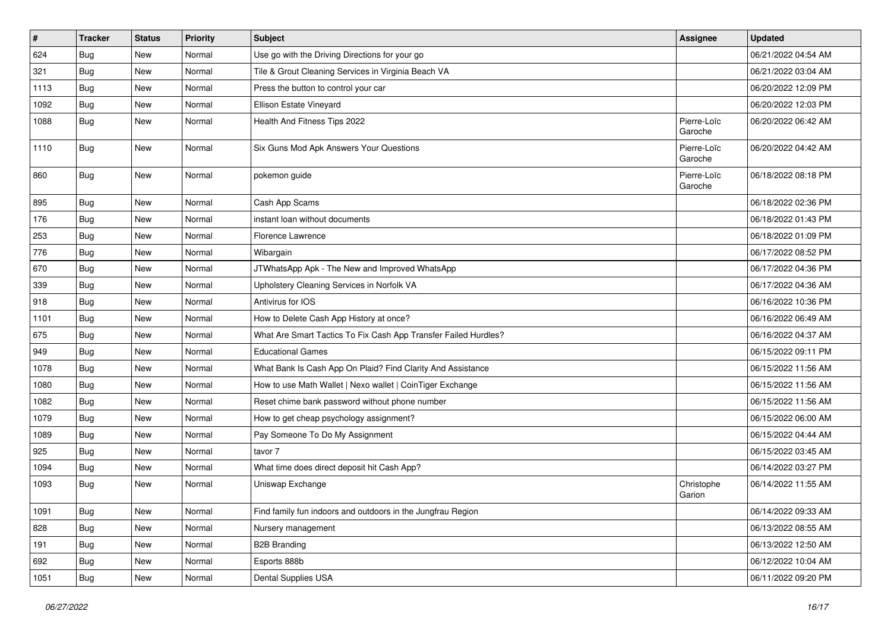| # | Tracker | Status | Priority | Subject | Assignee | Updated |
|---|---|---|---|---|---|---|
| 624 | Bug | New | Normal | Use go with the Driving Directions for your go | | 06/21/2022 04:54 AM |
| 321 | Bug | New | Normal | Tile & Grout Cleaning Services in Virginia Beach VA | | 06/21/2022 03:04 AM |
| 1113 | Bug | New | Normal | Press the button to control your car | | 06/20/2022 12:09 PM |
| 1092 | Bug | New | Normal | Ellison Estate Vineyard | | 06/20/2022 12:03 PM |
| 1088 | Bug | New | Normal | Health And Fitness Tips 2022 | Pierre-Loïc Garoche | 06/20/2022 06:42 AM |
| 1110 | Bug | New | Normal | Six Guns Mod Apk Answers Your Questions | Pierre-Loïc Garoche | 06/20/2022 04:42 AM |
| 860 | Bug | New | Normal | pokemon guide | Pierre-Loïc Garoche | 06/18/2022 08:18 PM |
| 895 | Bug | New | Normal | Cash App Scams | | 06/18/2022 02:36 PM |
| 176 | Bug | New | Normal | instant loan without documents | | 06/18/2022 01:43 PM |
| 253 | Bug | New | Normal | Florence Lawrence | | 06/18/2022 01:09 PM |
| 776 | Bug | New | Normal | Wibargain | | 06/17/2022 08:52 PM |
| 670 | Bug | New | Normal | JTWhatsApp Apk - The New and Improved WhatsApp | | 06/17/2022 04:36 PM |
| 339 | Bug | New | Normal | Upholstery Cleaning Services in Norfolk VA | | 06/17/2022 04:36 AM |
| 918 | Bug | New | Normal | Antivirus for IOS | | 06/16/2022 10:36 PM |
| 1101 | Bug | New | Normal | How to Delete Cash App History at once? | | 06/16/2022 06:49 AM |
| 675 | Bug | New | Normal | What Are Smart Tactics To Fix Cash App Transfer Failed Hurdles? | | 06/16/2022 04:37 AM |
| 949 | Bug | New | Normal | Educational Games | | 06/15/2022 09:11 PM |
| 1078 | Bug | New | Normal | What Bank Is Cash App On Plaid? Find Clarity And Assistance | | 06/15/2022 11:56 AM |
| 1080 | Bug | New | Normal | How to use Math Wallet \| Nexo wallet \| CoinTiger Exchange | | 06/15/2022 11:56 AM |
| 1082 | Bug | New | Normal | Reset chime bank password without phone number | | 06/15/2022 11:56 AM |
| 1079 | Bug | New | Normal | How to get cheap psychology assignment? | | 06/15/2022 06:00 AM |
| 1089 | Bug | New | Normal | Pay Someone To Do My Assignment | | 06/15/2022 04:44 AM |
| 925 | Bug | New | Normal | tavor 7 | | 06/15/2022 03:45 AM |
| 1094 | Bug | New | Normal | What time does direct deposit hit Cash App? | | 06/14/2022 03:27 PM |
| 1093 | Bug | New | Normal | Uniswap Exchange | Christophe Garion | 06/14/2022 11:55 AM |
| 1091 | Bug | New | Normal | Find family fun indoors and outdoors in the Jungfrau Region | | 06/14/2022 09:33 AM |
| 828 | Bug | New | Normal | Nursery management | | 06/13/2022 08:55 AM |
| 191 | Bug | New | Normal | B2B Branding | | 06/13/2022 12:50 AM |
| 692 | Bug | New | Normal | Esports 888b | | 06/12/2022 10:04 AM |
| 1051 | Bug | New | Normal | Dental Supplies USA | | 06/11/2022 09:20 PM |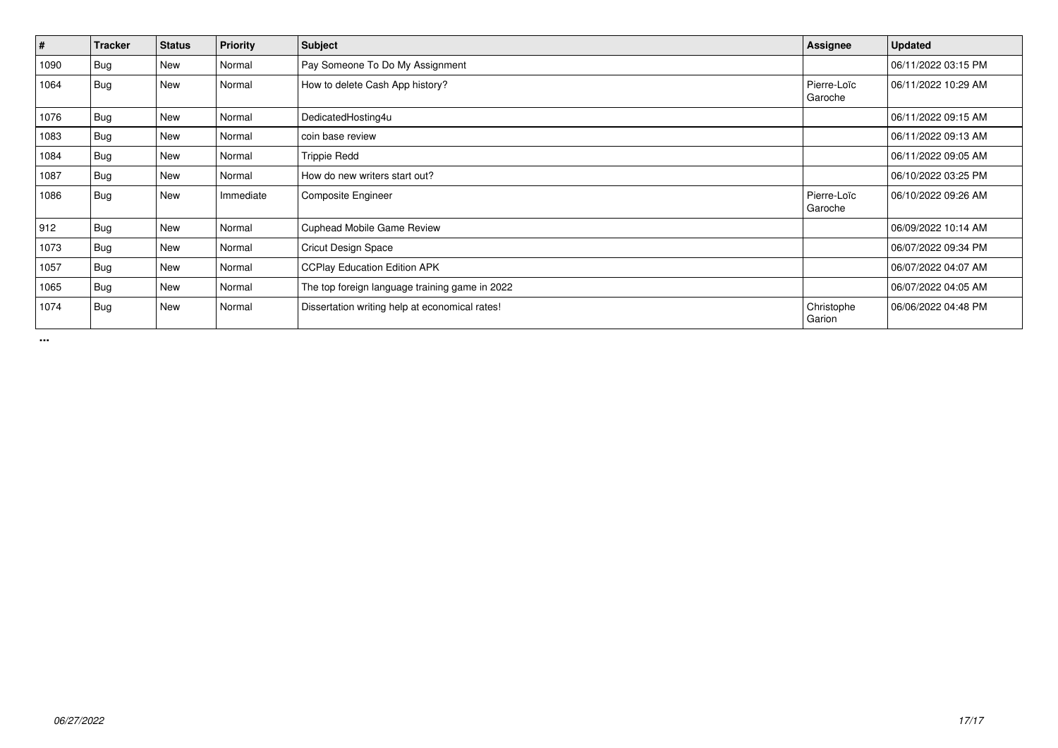| # | Tracker | Status | Priority | Subject | Assignee | Updated |
|---|---|---|---|---|---|---|
| 1090 | Bug | New | Normal | Pay Someone To Do My Assignment | | 06/11/2022 03:15 PM |
| 1064 | Bug | New | Normal | How to delete Cash App history? | Pierre-Loïc Garoche | 06/11/2022 10:29 AM |
| 1076 | Bug | New | Normal | DedicatedHosting4u | | 06/11/2022 09:15 AM |
| 1083 | Bug | New | Normal | coin base review | | 06/11/2022 09:13 AM |
| 1084 | Bug | New | Normal | Trippie Redd | | 06/11/2022 09:05 AM |
| 1087 | Bug | New | Normal | How do new writers start out? | | 06/10/2022 03:25 PM |
| 1086 | Bug | New | Immediate | Composite Engineer | Pierre-Loïc Garoche | 06/10/2022 09:26 AM |
| 912 | Bug | New | Normal | Cuphead Mobile Game Review | | 06/09/2022 10:14 AM |
| 1073 | Bug | New | Normal | Cricut Design Space | | 06/07/2022 09:34 PM |
| 1057 | Bug | New | Normal | CCPlay Education Edition APK | | 06/07/2022 04:07 AM |
| 1065 | Bug | New | Normal | The top foreign language training game in 2022 | | 06/07/2022 04:05 AM |
| 1074 | Bug | New | Normal | Dissertation writing help at economical rates! | Christophe Garion | 06/06/2022 04:48 PM |

...